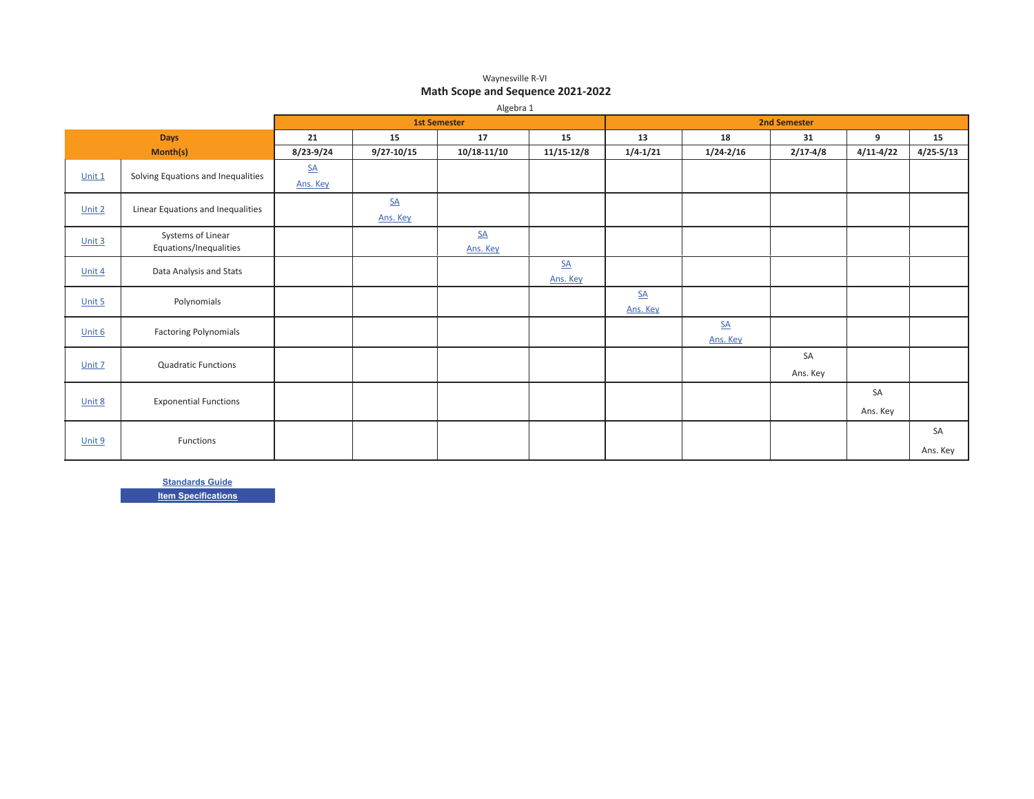Waynesville R-VI

## Math Scope and Sequence 2021-2022

Algebra 1

| | | 1st Semester | | | | 2nd Semester | | | | |
|---|---|---|---|---|---|---|---|---|---|---|
| **Days** | | 21 | 15 | 17 | 15 | 13 | 18 | 31 | 9 | 15 |
| **Month(s)** | | 8/23-9/24 | 9/27-10/15 | 10/18-11/10 | 11/15-12/8 | 1/4-1/21 | 1/24-2/16 | 2/17-4/8 | 4/11-4/22 | 4/25-5/13 |
| Unit 1 | Solving Equations and Inequalities | SA<br>Ans. Key | | | | | | | | |
| Unit 2 | Linear Equations and Inequalities | | SA<br>Ans. Key | | | | | | | |
| Unit 3 | Systems of Linear Equations/Inequalities | | | SA<br>Ans. Key | | | | | | |
| Unit 4 | Data Analysis and Stats | | | | SA<br>Ans. Key | | | | | |
| Unit 5 | Polynomials | | | | | SA<br>Ans. Key | | | | |
| Unit 6 | Factoring Polynomials | | | | | | SA<br>Ans. Key | | | |
| Unit 7 | Quadratic Functions | | | | | | | SA<br>Ans. Key | | |
| Unit 8 | Exponential Functions | | | | | | | | SA<br>Ans. Key | |
| Unit 9 | Functions | | | | | | | | | SA<br>Ans. Key |

**Standards Guide**

**Item Specifications**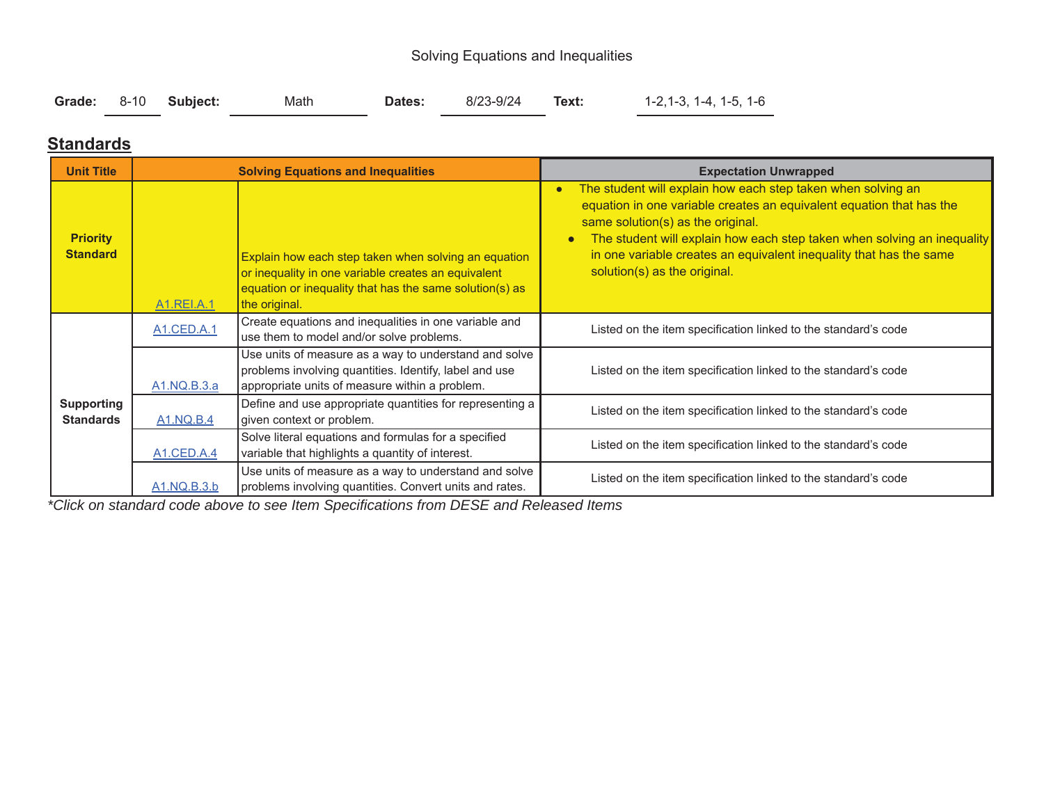Solving Equations and Inequalities

**Grade:** 8-10 **Subject:** Math **Dates:** 8/23-9/24 **Text:** 1-2,1-3, 1-4, 1-5, 1-6

## Standards

| Unit Title | Solving Equations and Inequalities | | Expectation Unwrapped |
|---|---|---|---|
| **Priority Standard** | A1.REI.A.1 | Explain how each step taken when solving an equation or inequality in one variable creates an equivalent equation or inequality that has the same solution(s) as the original. | • The student will explain how each step taken when solving an equation in one variable creates an equivalent equation that has the same solution(s) as the original. <br> • The student will explain how each step taken when solving an inequality in one variable creates an equivalent inequality that has the same solution(s) as the original. |
| **Supporting Standards** | A1.CED.A.1 | Create equations and inequalities in one variable and use them to model and/or solve problems. | Listed on the item specification linked to the standard's code |
| | A1.NQ.B.3.a | Use units of measure as a way to understand and solve problems involving quantities. Identify, label and use appropriate units of measure within a problem. | Listed on the item specification linked to the standard's code |
| | A1.NQ.B.4 | Define and use appropriate quantities for representing a given context or problem. | Listed on the item specification linked to the standard's code |
| | A1.CED.A.4 | Solve literal equations and formulas for a specified variable that highlights a quantity of interest. | Listed on the item specification linked to the standard's code |
| | A1.NQ.B.3.b | Use units of measure as a way to understand and solve problems involving quantities. Convert units and rates. | Listed on the item specification linked to the standard's code |

**Click on standard code above to see Item Specifications from DESE and Released Items*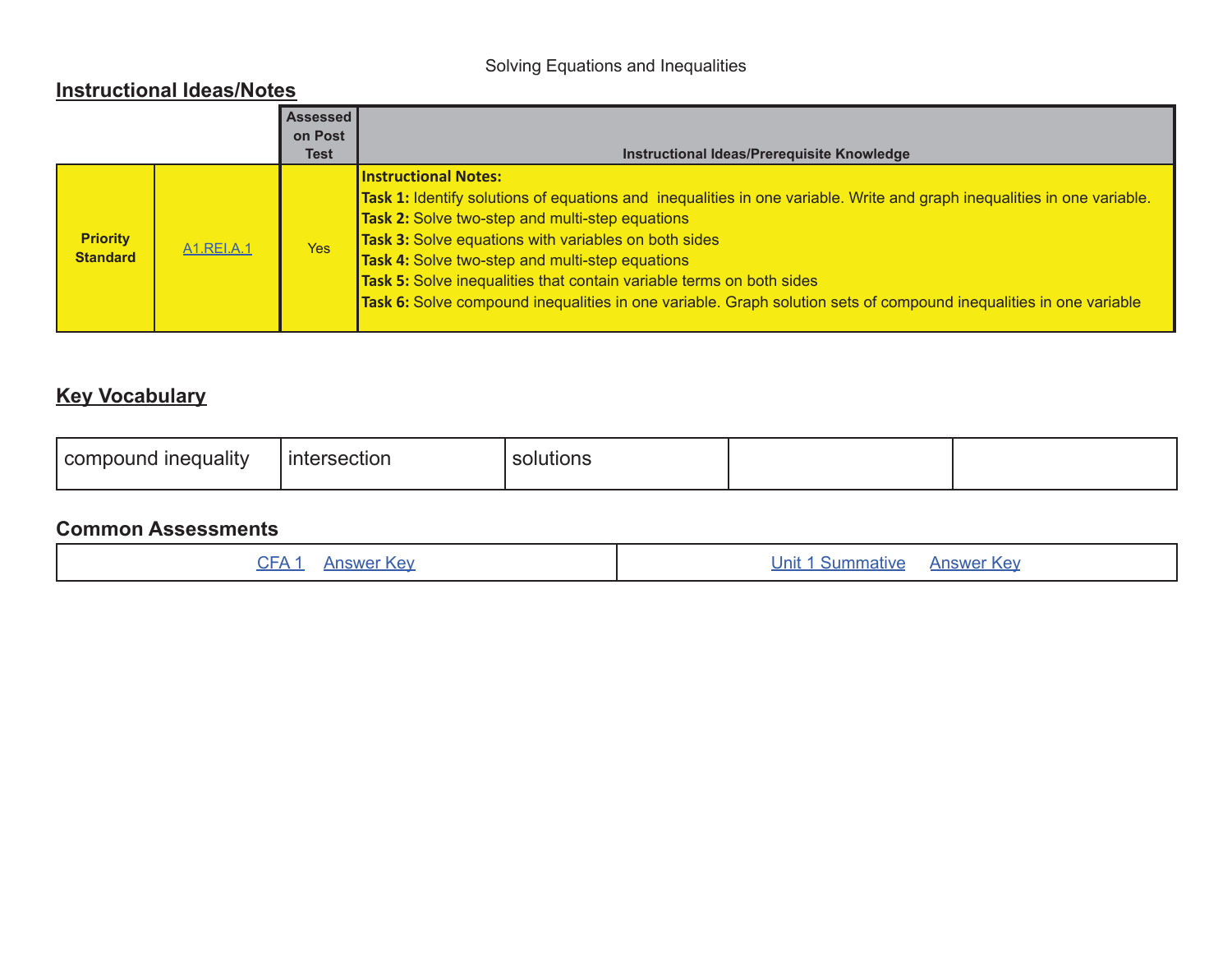Solving Equations and Inequalities

## Instructional Ideas/Notes

| | | Assessed on Post Test | Instructional Ideas/Prerequisite Knowledge |
|---|---|---|---|
| **Priority Standard** | A1.REI.A.1 | Yes | **Instructional Notes:**<br>**Task 1:** Identify solutions of equations and inequalities in one variable. Write and graph inequalities in one variable.<br>**Task 2:** Solve two-step and multi-step equations<br>**Task 3:** Solve equations with variables on both sides<br>**Task 4:** Solve two-step and multi-step equations<br>**Task 5:** Solve inequalities that contain variable terms on both sides<br>**Task 6:** Solve compound inequalities in one variable. Graph solution sets of compound inequalities in one variable |

## Key Vocabulary

| compound inequality | intersection | solutions | | |
|---|---|---|---|---|

## Common Assessments

| CFA 1 Answer Key | Unit 1 Summative Answer Key |
|---|---|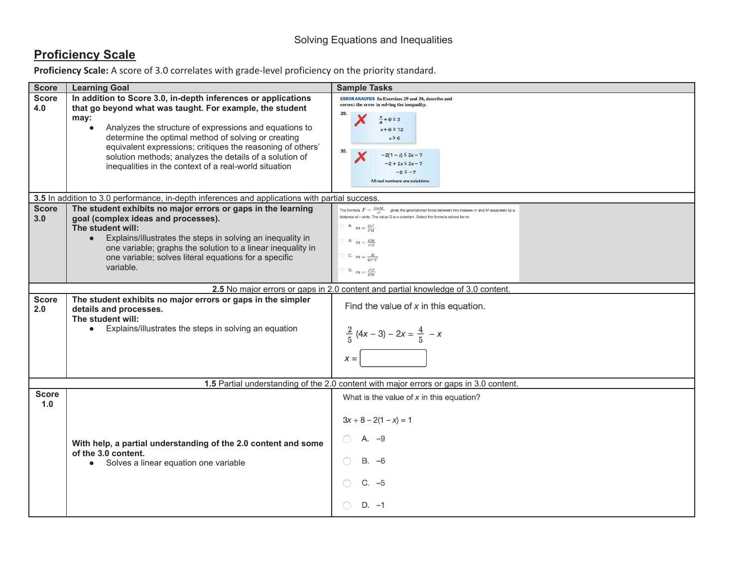Solving Equations and Inequalities

## Proficiency Scale

**Proficiency Scale:** A score of 3.0 correlates with grade-level proficiency on the priority standard.

| Score | Learning Goal | Sample Tasks |
|---|---|---|
| **Score 4.0** | **In addition to Score 3.0, in-depth inferences or applications that go beyond what was taught. For example, the student may:**<br>● Analyzes the structure of expressions and equations to determine the optimal method of solving or creating equivalent expressions; critiques the reasoning of others' solution methods; analyzes the details of a solution of inequalities in the context of a real-world situation | **ERROR ANALYSIS** In Exercises 29 and 30, describe and correct the error in solving the inequality.<br>29. ✗ $\frac{x}{4} + 6 \geq 3$<br>$x + 6 \geq 12$<br>$x \geq 6$<br>30. ✗ $-2(1 - x) \leq 2x - 7$<br>$-2 + 2x \leq 2x - 7$<br>$-2 \leq -7$<br>All real numbers are solutions. |
| **3.5** In addition to 3.0 performance, in-depth inferences and applications with partial success. | | |
| **Score 3.0** | **The student exhibits no major errors or gaps in the learning goal (complex ideas and processes).**<br>**The student will:**<br>● Explains/illustrates the steps in solving an inequality in one variable; graphs the solution to a linear inequality in one variable; solves literal equations for a specific variable. | The formula $F = \frac{GmM}{r^2}$ gives the gravitational force between two masses $m$ and $M$ separated by a distance of $r$ units. The value G is a constant. Select the formula solved for $m$.<br>A. $m = \frac{Gr^2}{FM}$<br>B. $m = \frac{GM}{r^2F}$<br>C. $m = \frac{M}{Gr^2F}$<br>D. $m = \frac{r^2F}{GM}$ |
| **2.5** No major errors or gaps in 2.0 content and partial knowledge of 3.0 content. | | |
| **Score 2.0** | **The student exhibits no major errors or gaps in the simpler details and processes.**<br>**The student will:**<br>● Explains/illustrates the steps in solving an equation | Find the value of $x$ in this equation.<br>$\frac{2}{5}(4x - 3) - 2x = \frac{4}{5} - x$<br>$x =$ ☐ |
| **1.5** Partial understanding of the 2.0 content with major errors or gaps in 3.0 content. | | |
| **Score 1.0** | **With help, a partial understanding of the 2.0 content and some of the 3.0 content.**<br>● Solves a linear equation one variable | What is the value of $x$ in this equation?<br>$3x + 8 - 2(1 - x) = 1$<br>A. −9<br>B. −6<br>C. −5<br>D. −1 |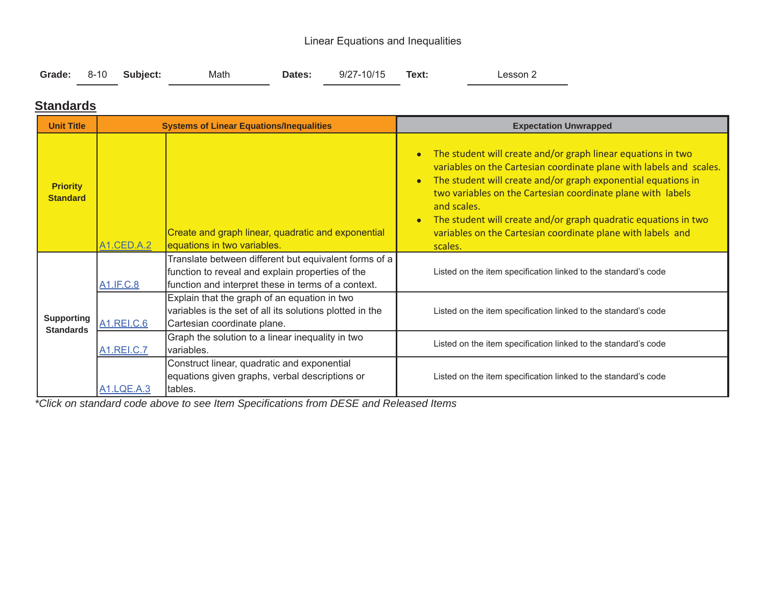Linear Equations and Inequalities

**Grade:** 8-10 **Subject:** Math **Dates:** 9/27-10/15 **Text:** Lesson 2

## Standards

| Unit Title | Systems of Linear Equations/Inequalities | | Expectation Unwrapped |
|---|---|---|---|
| **Priority Standard** | A1.CED.A.2 | Create and graph linear, quadratic and exponential equations in two variables. | • The student will create and/or graph linear equations in two variables on the Cartesian coordinate plane with labels and scales.<br>• The student will create and/or graph exponential equations in two variables on the Cartesian coordinate plane with labels and scales.<br>• The student will create and/or graph quadratic equations in two variables on the Cartesian coordinate plane with labels and scales. |
| **Supporting Standards** | A1.IF.C.8 | Translate between different but equivalent forms of a function to reveal and explain properties of the function and interpret these in terms of a context. | Listed on the item specification linked to the standard's code |
| | A1.REI.C.6 | Explain that the graph of an equation in two variables is the set of all its solutions plotted in the Cartesian coordinate plane. | Listed on the item specification linked to the standard's code |
| | A1.REI.C.7 | Graph the solution to a linear inequality in two variables. | Listed on the item specification linked to the standard's code |
| | A1.LQE.A.3 | Construct linear, quadratic and exponential equations given graphs, verbal descriptions or tables. | Listed on the item specification linked to the standard's code |

*\*Click on standard code above to see Item Specifications from DESE and Released Items*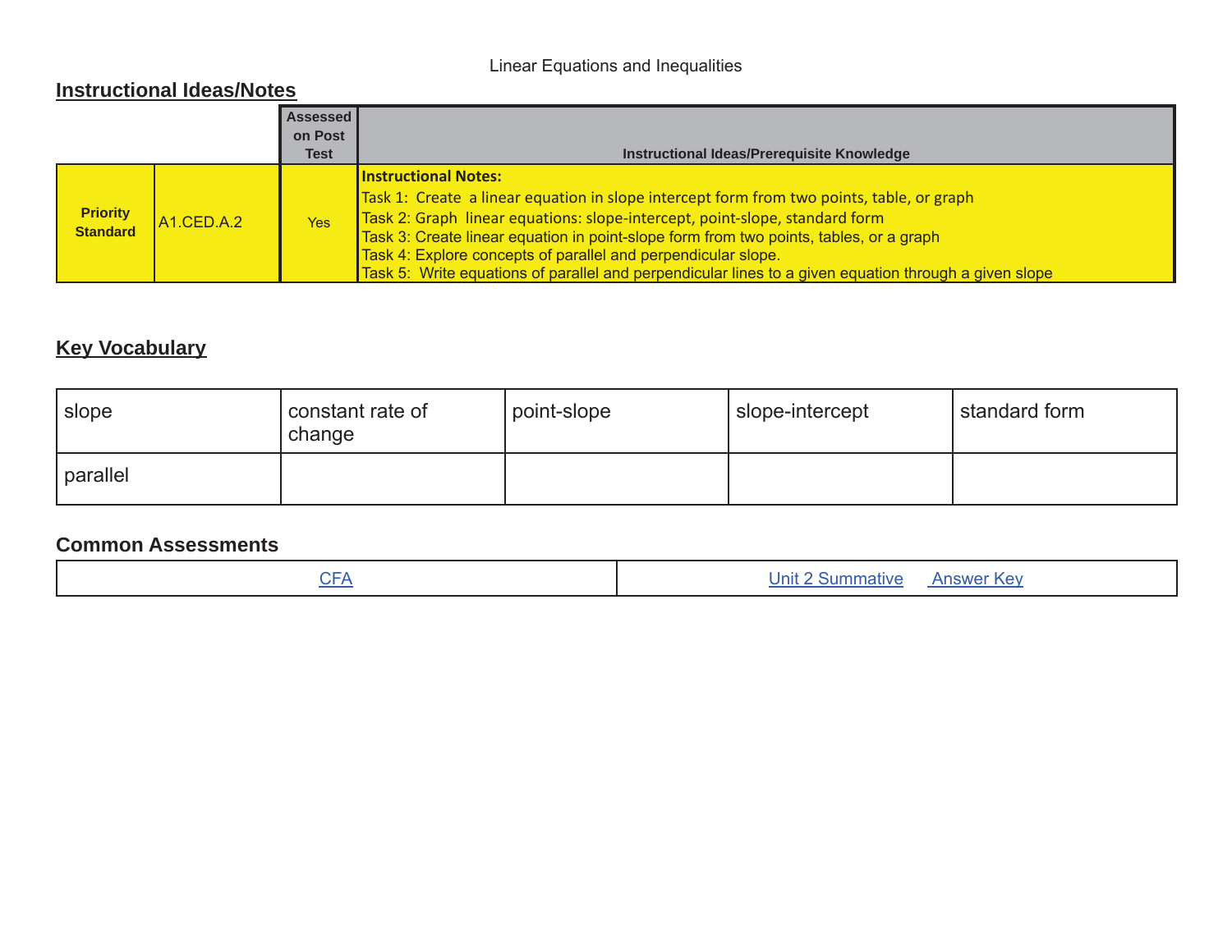Linear Equations and Inequalities

## Instructional Ideas/Notes

| | | Assessed on Post Test | Instructional Ideas/Prerequisite Knowledge |
|---|---|---|---|
| **Priority Standard** | A1.CED.A.2 | Yes | **Instructional Notes:**<br>Task 1: Create a linear equation in slope intercept form from two points, table, or graph<br>Task 2: Graph linear equations: slope-intercept, point-slope, standard form<br>Task 3: Create linear equation in point-slope form from two points, tables, or a graph<br>Task 4: Explore concepts of parallel and perpendicular slope.<br>Task 5: Write equations of parallel and perpendicular lines to a given equation through a given slope |

## Key Vocabulary

| | | | | |
|---|---|---|---|---|
| slope | constant rate of change | point-slope | slope-intercept | standard form |
| parallel | | | | |

## Common Assessments

| | |
|---|---|
| CFA | Unit 2 Summative Answer Key |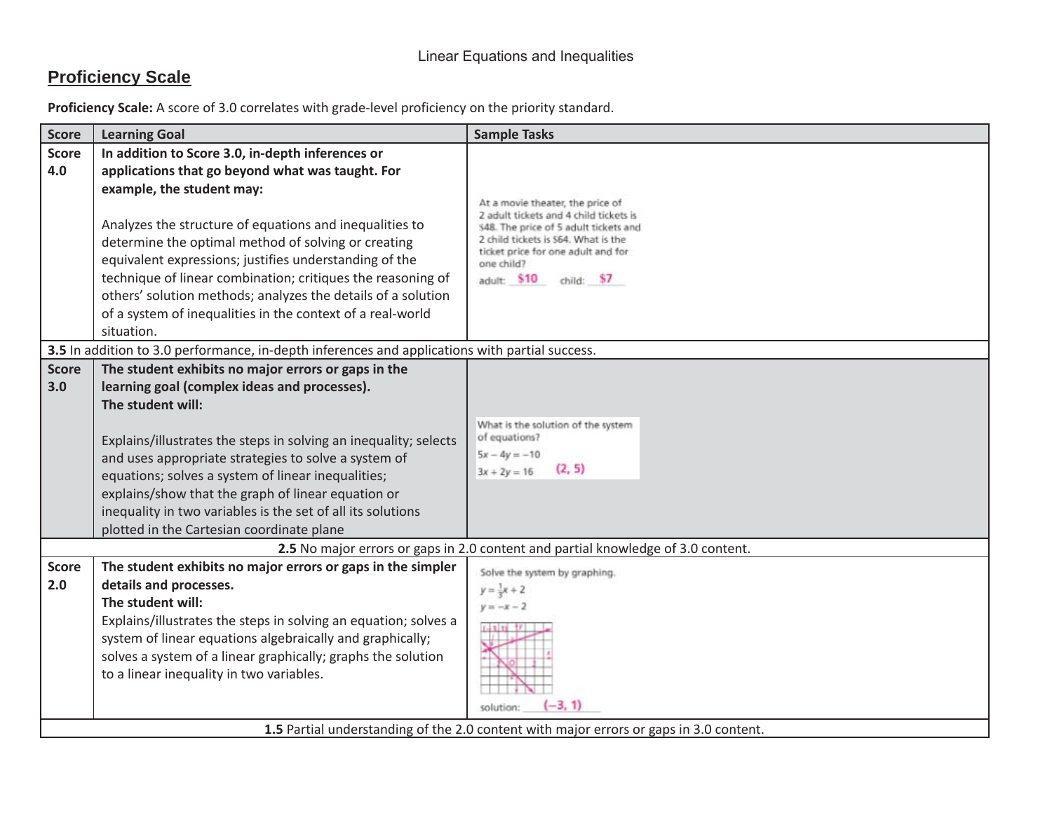Linear Equations and Inequalities

## Proficiency Scale

**Proficiency Scale:** A score of 3.0 correlates with grade-level proficiency on the priority standard.

| Score | Learning Goal | Sample Tasks |
|---|---|---|
| **Score 4.0** | **In addition to Score 3.0, in-depth inferences or applications that go beyond what was taught. For example, the student may:** Analyzes the structure of equations and inequalities to determine the optimal method of solving or creating equivalent expressions; justifies understanding of the technique of linear combination; critiques the reasoning of others' solution methods; analyzes the details of a solution of a system of inequalities in the context of a real-world situation. | At a movie theater, the price of 2 adult tickets and 4 child tickets is $48. The price of 5 adult tickets and 2 child tickets is $64. What is the ticket price for one adult and for one child? adult: $10 child: $7 |
| **3.5** In addition to 3.0 performance, in-depth inferences and applications with partial success. | | |
| **Score 3.0** | **The student exhibits no major errors or gaps in the learning goal (complex ideas and processes). The student will:** Explains/illustrates the steps in solving an inequality; selects and uses appropriate strategies to solve a system of equations; solves a system of linear inequalities; explains/show that the graph of linear equation or inequality in two variables is the set of all its solutions plotted in the Cartesian coordinate plane | What is the solution of the system of equations? $5x - 4y = -10$ $3x + 2y = 16$ (2, 5) |
| **2.5** No major errors or gaps in 2.0 content and partial knowledge of 3.0 content. | | |
| **Score 2.0** | **The student exhibits no major errors or gaps in the simpler details and processes. The student will:** Explains/illustrates the steps in solving an equation; solves a system of linear equations algebraically and graphically; solves a system of a linear graphically; graphs the solution to a linear inequality in two variables. | Solve the system by graphing. $y = \frac{1}{3}x + 2$ $y = -x - 2$ solution: (−3, 1) |
| **1.5** Partial understanding of the 2.0 content with major errors or gaps in 3.0 content. | | |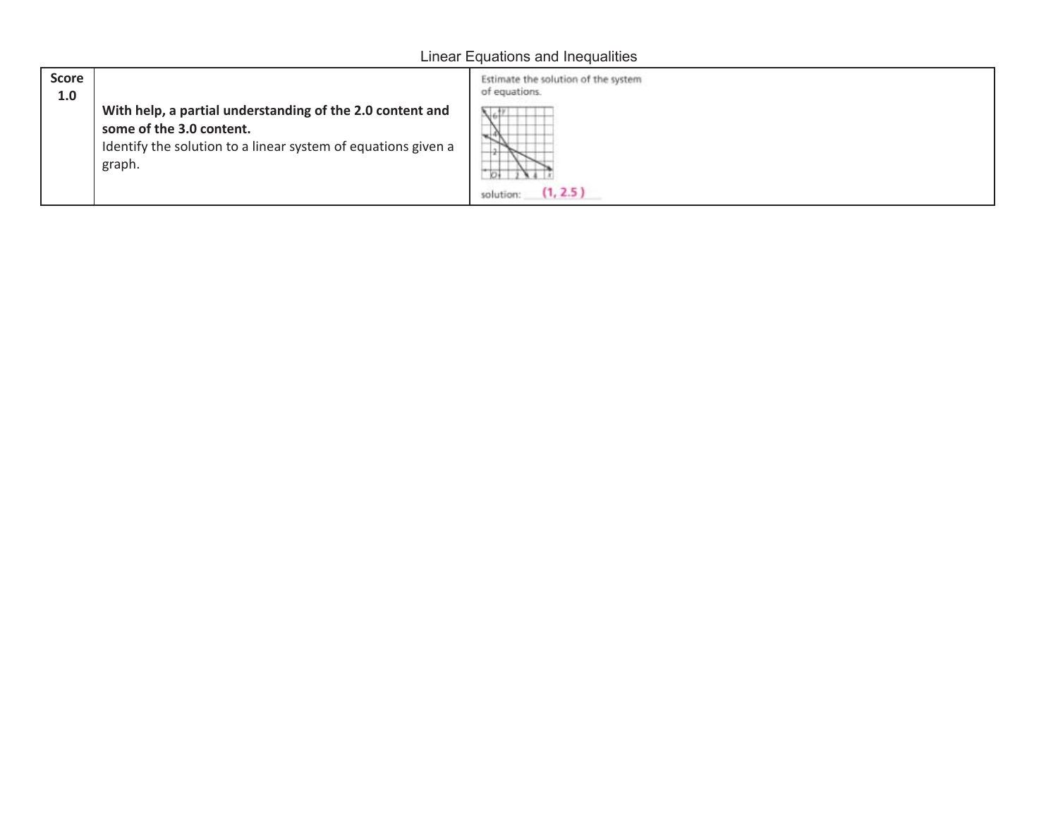Linear Equations and Inequalities

| Score 1.0 | **With help, a partial understanding of the 2.0 content and some of the 3.0 content.** Identify the solution to a linear system of equations given a graph. | Estimate the solution of the system of equations. solution: (1, 2.5) |
|---|---|---|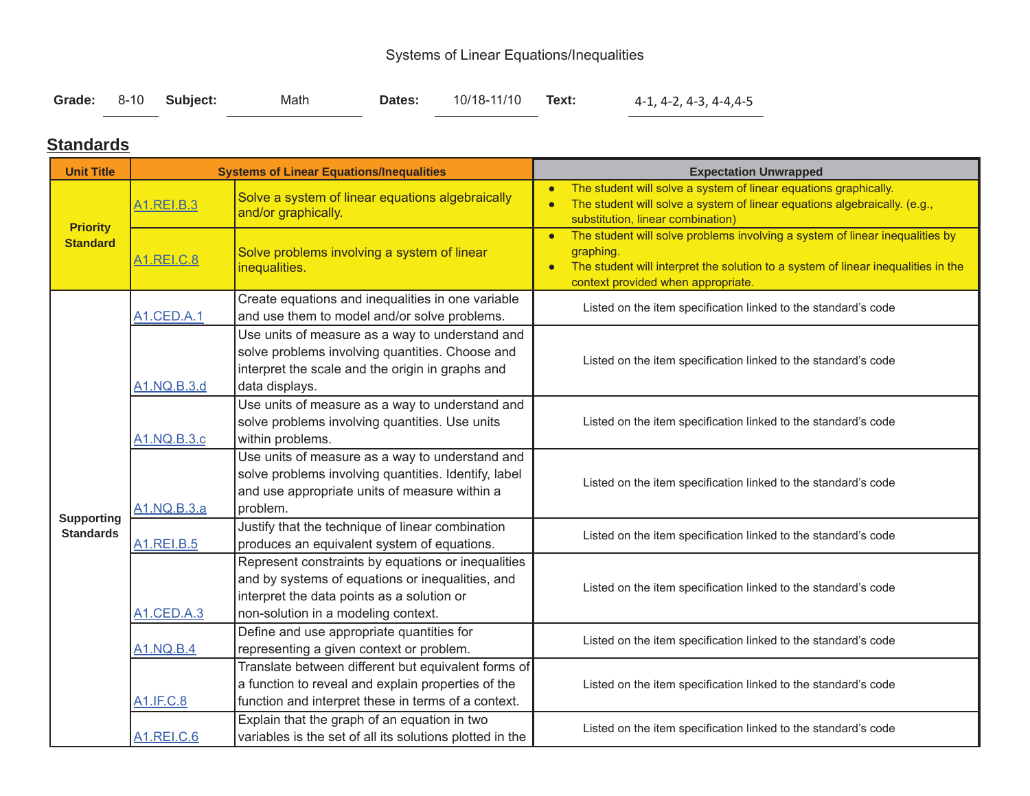Systems of Linear Equations/Inequalities

**Grade:** 8-10 **Subject:** Math **Dates:** 10/18-11/10 **Text:** 4-1, 4-2, 4-3, 4-4,4-5

## Standards

| Unit Title | Systems of Linear Equations/Inequalities | | Expectation Unwrapped |
|---|---|---|---|
| Priority Standard | A1.REI.B.3 | Solve a system of linear equations algebraically and/or graphically. | • The student will solve a system of linear equations graphically. • The student will solve a system of linear equations algebraically. (e.g., substitution, linear combination) |
| | A1.REI.C.8 | Solve problems involving a system of linear inequalities. | • The student will solve problems involving a system of linear inequalities by graphing. • The student will interpret the solution to a system of linear inequalities in the context provided when appropriate. |
| Supporting Standards | A1.CED.A.1 | Create equations and inequalities in one variable and use them to model and/or solve problems. | Listed on the item specification linked to the standard's code |
| | A1.NQ.B.3.d | Use units of measure as a way to understand and solve problems involving quantities. Choose and interpret the scale and the origin in graphs and data displays. | Listed on the item specification linked to the standard's code |
| | A1.NQ.B.3.c | Use units of measure as a way to understand and solve problems involving quantities. Use units within problems. | Listed on the item specification linked to the standard's code |
| | A1.NQ.B.3.a | Use units of measure as a way to understand and solve problems involving quantities. Identify, label and use appropriate units of measure within a problem. | Listed on the item specification linked to the standard's code |
| | A1.REI.B.5 | Justify that the technique of linear combination produces an equivalent system of equations. | Listed on the item specification linked to the standard's code |
| | A1.CED.A.3 | Represent constraints by equations or inequalities and by systems of equations or inequalities, and interpret the data points as a solution or non-solution in a modeling context. | Listed on the item specification linked to the standard's code |
| | A1.NQ.B.4 | Define and use appropriate quantities for representing a given context or problem. | Listed on the item specification linked to the standard's code |
| | A1.IF.C.8 | Translate between different but equivalent forms of a function to reveal and explain properties of the function and interpret these in terms of a context. | Listed on the item specification linked to the standard's code |
| | A1.REI.C.6 | Explain that the graph of an equation in two variables is the set of all its solutions plotted in the | Listed on the item specification linked to the standard's code |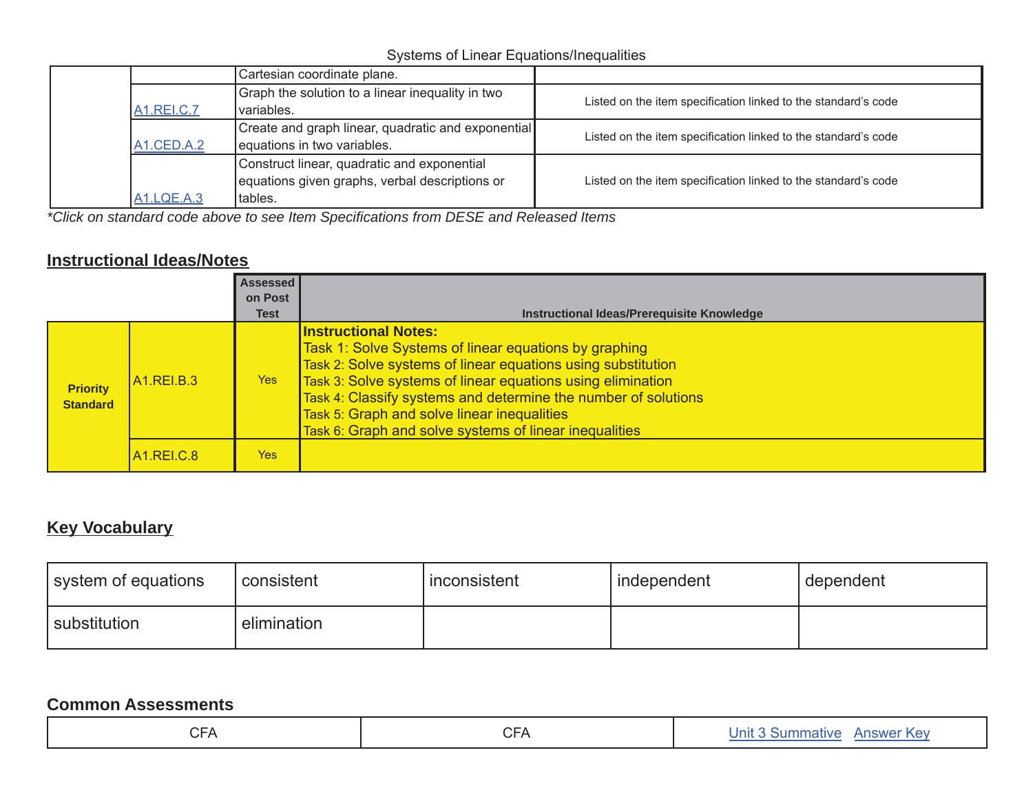Systems of Linear Equations/Inequalities

| | | | |
|---|---|---|---|
| | | Cartesian coordinate plane. | |
| | A1.REI.C.7 | Graph the solution to a linear inequality in two variables. | Listed on the item specification linked to the standard's code |
| | A1.CED.A.2 | Create and graph linear, quadratic and exponential equations in two variables. | Listed on the item specification linked to the standard's code |
| | A1.LQE.A.3 | Construct linear, quadratic and exponential equations given graphs, verbal descriptions or tables. | Listed on the item specification linked to the standard's code |

*\*Click on standard code above to see Item Specifications from DESE and Released Items*

## Instructional Ideas/Notes

| | | Assessed on Post Test | Instructional Ideas/Prerequisite Knowledge |
|---|---|---|---|
| **Priority Standard** | A1.REI.B.3 | Yes | **Instructional Notes:**<br>Task 1: Solve Systems of linear equations by graphing<br>Task 2: Solve systems of linear equations using substitution<br>Task 3: Solve systems of linear equations using elimination<br>Task 4: Classify systems and determine the number of solutions<br>Task 5: Graph and solve linear inequalities<br>Task 6: Graph and solve systems of linear inequalities |
| | A1.REI.C.8 | Yes | |

## Key Vocabulary

| | | | | |
|---|---|---|---|---|
| system of equations | consistent | inconsistent | independent | dependent |
| substitution | elimination | | | |

## Common Assessments

| | | |
|---|---|---|
| CFA | CFA | Unit 3 Summative   Answer Key |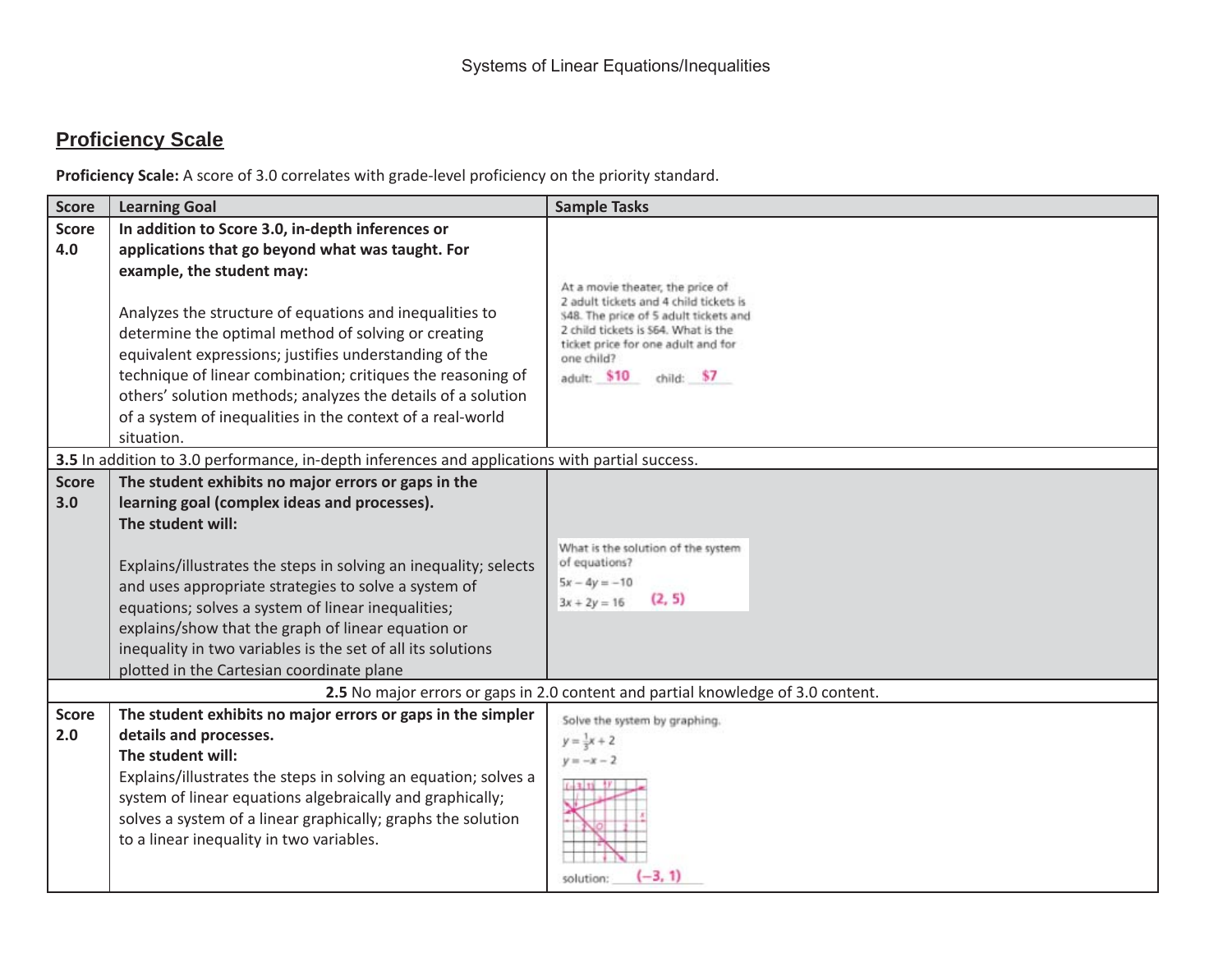Systems of Linear Equations/Inequalities

## Proficiency Scale

**Proficiency Scale:** A score of 3.0 correlates with grade-level proficiency on the priority standard.

| Score | Learning Goal | Sample Tasks |
|---|---|---|
| **Score 4.0** | **In addition to Score 3.0, in-depth inferences or applications that go beyond what was taught. For example, the student may:** Analyzes the structure of equations and inequalities to determine the optimal method of solving or creating equivalent expressions; justifies understanding of the technique of linear combination; critiques the reasoning of others' solution methods; analyzes the details of a solution of a system of inequalities in the context of a real-world situation. | At a movie theater, the price of 2 adult tickets and 4 child tickets is \$48. The price of 5 adult tickets and 2 child tickets is \$64. What is the ticket price for one adult and for one child? adult: \$10 child: \$7 |
| **3.5** In addition to 3.0 performance, in-depth inferences and applications with partial success. | | |
| **Score 3.0** | **The student exhibits no major errors or gaps in the learning goal (complex ideas and processes). The student will:** Explains/illustrates the steps in solving an inequality; selects and uses appropriate strategies to solve a system of equations; solves a system of linear inequalities; explains/show that the graph of linear equation or inequality in two variables is the set of all its solutions plotted in the Cartesian coordinate plane | What is the solution of the system of equations? $5x - 4y = -10$ $3x + 2y = 16$ (2, 5) |
| **2.5** No major errors or gaps in 2.0 content and partial knowledge of 3.0 content. | | |
| **Score 2.0** | **The student exhibits no major errors or gaps in the simpler details and processes. The student will:** Explains/illustrates the steps in solving an equation; solves a system of linear equations algebraically and graphically; solves a system of a linear graphically; graphs the solution to a linear inequality in two variables. | Solve the system by graphing. $y = \frac{1}{3}x + 2$ $y = -x - 2$ solution: (−3, 1) |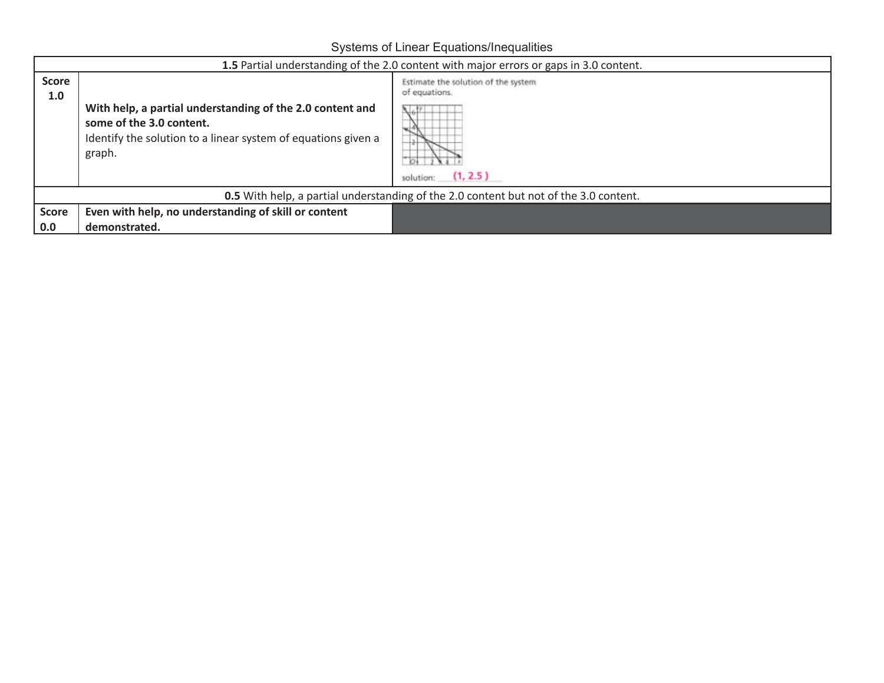## Systems of Linear Equations/Inequalities

| | | |
|---|---|---|
| **1.5** Partial understanding of the 2.0 content with major errors or gaps in 3.0 content. | | |
| **Score 1.0** | **With help, a partial understanding of the 2.0 content and some of the 3.0 content.** Identify the solution to a linear system of equations given a graph. | Estimate the solution of the system of equations. solution: (1, 2.5) |
| **0.5** With help, a partial understanding of the 2.0 content but not of the 3.0 content. | | |
| **Score 0.0** | **Even with help, no understanding of skill or content demonstrated.** | |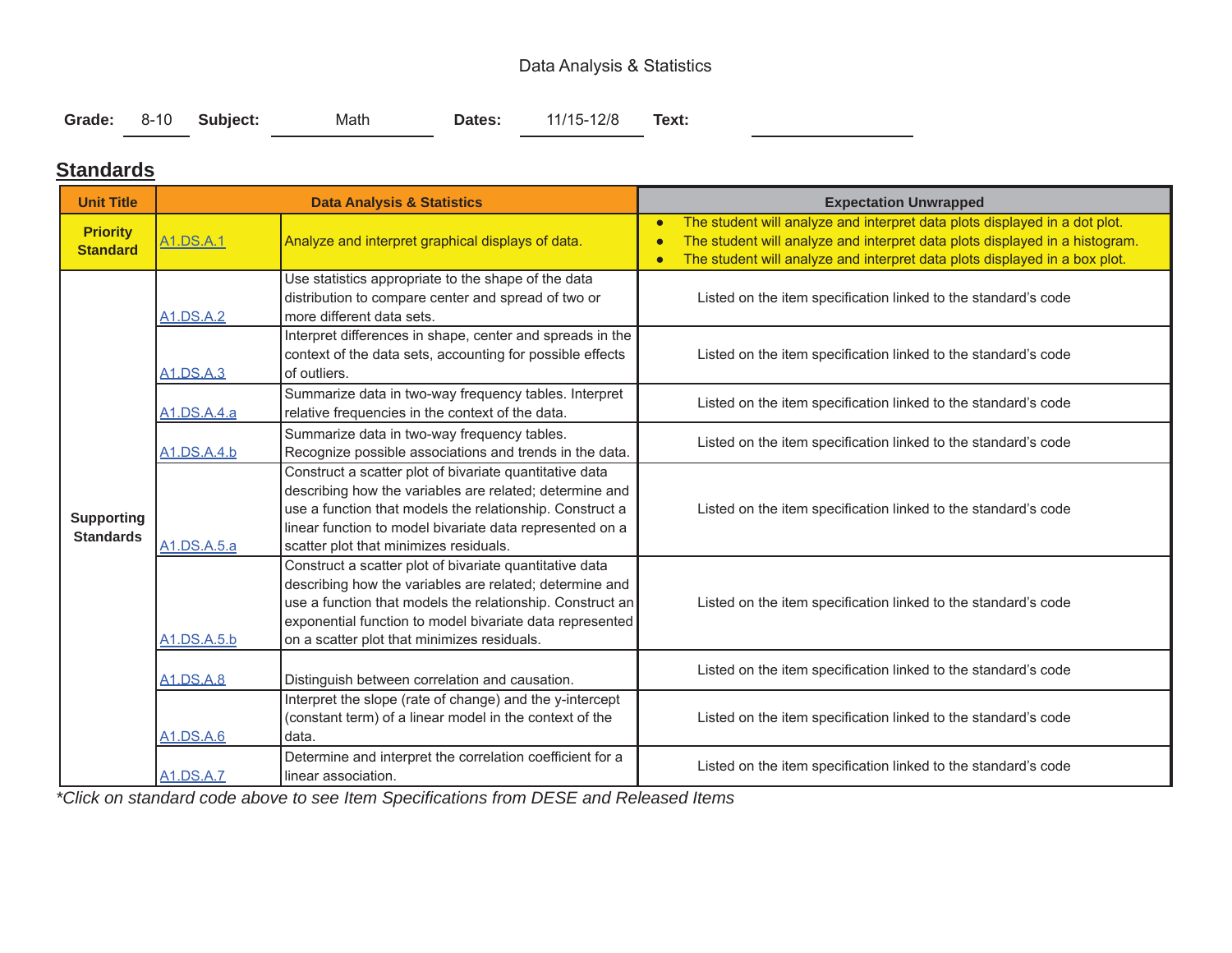Data Analysis & Statistics

**Grade:** 8-10 **Subject:** Math **Dates:** 11/15-12/8 **Text:**

## Standards

| Unit Title | Data Analysis & Statistics | | Expectation Unwrapped |
|---|---|---|---|
| **Priority Standard** | A1.DS.A.1 | Analyze and interpret graphical displays of data. | • The student will analyze and interpret data plots displayed in a dot plot.<br>• The student will analyze and interpret data plots displayed in a histogram.<br>• The student will analyze and interpret data plots displayed in a box plot. |
| **Supporting Standards** | A1.DS.A.2 | Use statistics appropriate to the shape of the data distribution to compare center and spread of two or more different data sets. | Listed on the item specification linked to the standard's code |
| | A1.DS.A.3 | Interpret differences in shape, center and spreads in the context of the data sets, accounting for possible effects of outliers. | Listed on the item specification linked to the standard's code |
| | A1.DS.A.4.a | Summarize data in two-way frequency tables. Interpret relative frequencies in the context of the data. | Listed on the item specification linked to the standard's code |
| | A1.DS.A.4.b | Summarize data in two-way frequency tables. Recognize possible associations and trends in the data. | Listed on the item specification linked to the standard's code |
| | A1.DS.A.5.a | Construct a scatter plot of bivariate quantitative data describing how the variables are related; determine and use a function that models the relationship. Construct a linear function to model bivariate data represented on a scatter plot that minimizes residuals. | Listed on the item specification linked to the standard's code |
| | A1.DS.A.5.b | Construct a scatter plot of bivariate quantitative data describing how the variables are related; determine and use a function that models the relationship. Construct an exponential function to model bivariate data represented on a scatter plot that minimizes residuals. | Listed on the item specification linked to the standard's code |
| | A1.DS.A.8 | Distinguish between correlation and causation. | Listed on the item specification linked to the standard's code |
| | A1.DS.A.6 | Interpret the slope (rate of change) and the y-intercept (constant term) of a linear model in the context of the data. | Listed on the item specification linked to the standard's code |
| | A1.DS.A.7 | Determine and interpret the correlation coefficient for a linear association. | Listed on the item specification linked to the standard's code |

*\*Click on standard code above to see Item Specifications from DESE and Released Items*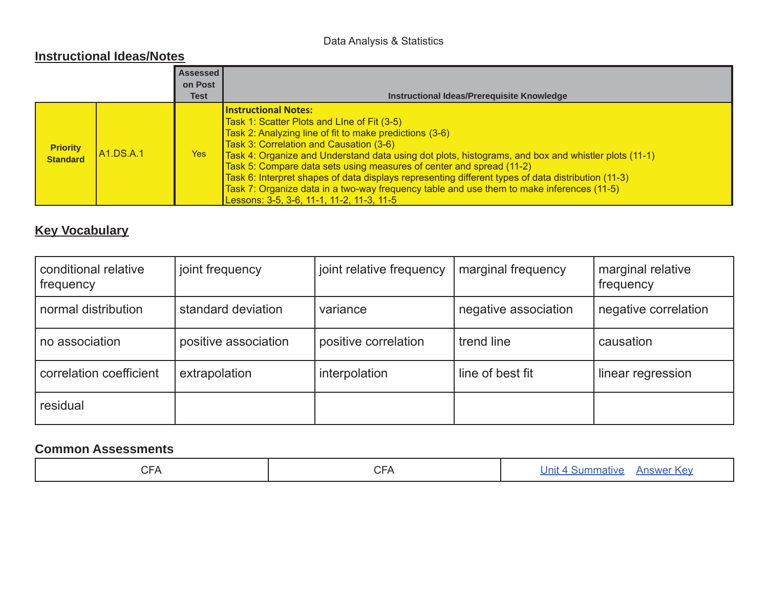Data Analysis & Statistics

## Instructional Ideas/Notes

| | | Assessed on Post Test | Instructional Ideas/Prerequisite Knowledge |
|---|---|---|---|
| **Priority Standard** | A1.DS.A.1 | Yes | **Instructional Notes:**<br>Task 1: Scatter Plots and LIne of Fit (3-5)<br>Task 2: Analyzing line of fit to make predictions (3-6)<br>Task 3: Correlation and Causation (3-6)<br>Task 4: Organize and Understand data using dot plots, histograms, and box and whistler plots (11-1)<br>Task 5: Compare data sets using measures of center and spread (11-2)<br>Task 6: Interpret shapes of data displays representing different types of data distribution (11-3)<br>Task 7: Organize data in a two-way frequency table and use them to make inferences (11-5)<br>Lessons: 3-5, 3-6, 11-1, 11-2, 11-3, 11-5 |

## Key Vocabulary

| | | | | |
|---|---|---|---|---|
| conditional relative frequency | joint frequency | joint relative frequency | marginal frequency | marginal relative frequency |
| normal distribution | standard deviation | variance | negative association | negative correlation |
| no association | positive association | positive correlation | trend line | causation |
| correlation coefficient | extrapolation | interpolation | line of best fit | linear regression |
| residual | | | | |

### Common Assessments

| | | |
|---|---|---|
| CFA | CFA | Unit 4 Summative &nbsp;&nbsp; Answer Key |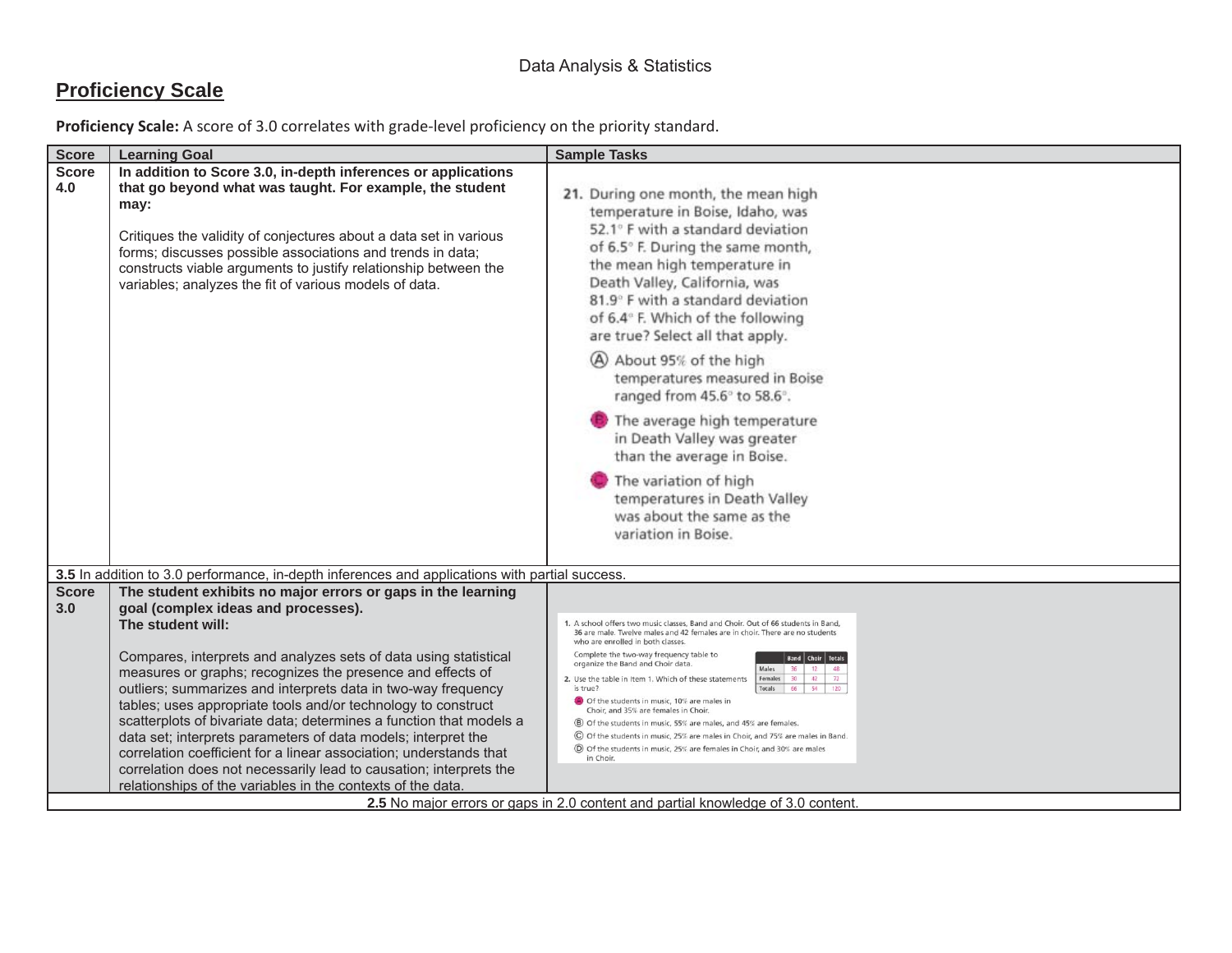Data Analysis & Statistics

## Proficiency Scale

**Proficiency Scale:** A score of 3.0 correlates with grade-level proficiency on the priority standard.

| Score | Learning Goal | Sample Tasks |
|---|---|---|
| **Score 4.0** | **In addition to Score 3.0, in-depth inferences or applications that go beyond what was taught. For example, the student may:**<br><br>Critiques the validity of conjectures about a data set in various forms; discusses possible associations and trends in data; constructs viable arguments to justify relationship between the variables; analyzes the fit of various models of data. | **21.** During one month, the mean high temperature in Boise, Idaho, was 52.1° F with a standard deviation of 6.5° F. During the same month, the mean high temperature in Death Valley, California, was 81.9° F with a standard deviation of 6.4° F. Which of the following are true? Select all that apply.<br>Ⓐ About 95% of the high temperatures measured in Boise ranged from 45.6° to 58.6°.<br>Ⓑ The average high temperature in Death Valley was greater than the average in Boise.<br>Ⓒ The variation of high temperatures in Death Valley was about the same as the variation in Boise. |
| **3.5** In addition to 3.0 performance, in-depth inferences and applications with partial success. | | |
| **Score 3.0** | **The student exhibits no major errors or gaps in the learning goal (complex ideas and processes).**<br>**The student will:**<br><br>Compares, interprets and analyzes sets of data using statistical measures or graphs; recognizes the presence and effects of outliers; summarizes and interprets data in two-way frequency tables; uses appropriate tools and/or technology to construct scatterplots of bivariate data; determines a function that models a data set; interprets parameters of data models; interpret the correlation coefficient for a linear association; understands that correlation does not necessarily lead to causation; interprets the relationships of the variables in the contexts of the data. | **1.** A school offers two music classes, Band and Choir. Out of 66 students in Band, 36 are male. Twelve males and 42 females are in choir. There are no students who are enrolled in both classes.<br>Complete the two-way frequency table to organize the Band and Choir data.<br>Males: Band 36, Choir 12, Totals 48; Females: Band 30, Choir 42, Totals 72; Totals: Band 66, Choir 54, Totals 120<br>**2.** Use the table in Item 1. Which of these statements is true?<br>Ⓐ Of the students in music, 10% are males in Choir, and 35% are females in Choir.<br>Ⓑ Of the students in music, 55% are males, and 45% are females.<br>Ⓒ Of the students in music, 25% are males in Choir, and 75% are males in Band.<br>Ⓓ Of the students in music, 25% are females in Choir, and 30% are males in Choir. |
| **2.5** No major errors or gaps in 2.0 content and partial knowledge of 3.0 content. | | |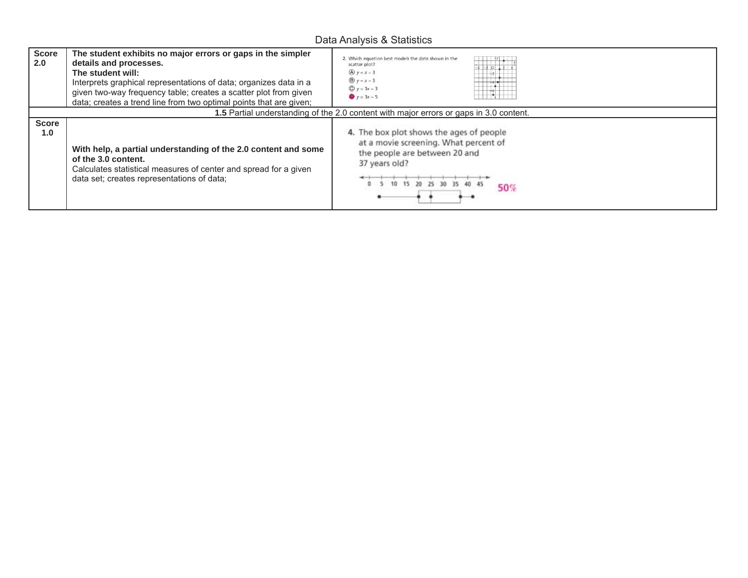# Data Analysis & Statistics

| Score | Description | Example |
|---|---|---|
| **Score 2.0** | **The student exhibits no major errors or gaps in the simpler details and processes.** **The student will:** Interprets graphical representations of data; organizes data in a given two-way frequency table; creates a scatter plot from given data; creates a trend line from two optimal points that are given; | 2. Which equation best models the data shown in the scatter plot? (A) $y = x - 3$ (B) $y = x - 5$ (C) $y = 3x - 3$ (D) $y = 3x - 5$ |
| **1.5** Partial understanding of the 2.0 content with major errors or gaps in 3.0 content. | | |
| **Score 1.0** | **With help, a partial understanding of the 2.0 content and some of the 3.0 content.** Calculates statistical measures of center and spread for a given data set; creates representations of data; | **4.** The box plot shows the ages of people at a movie screening. What percent of the people are between 20 and 37 years old? 50% |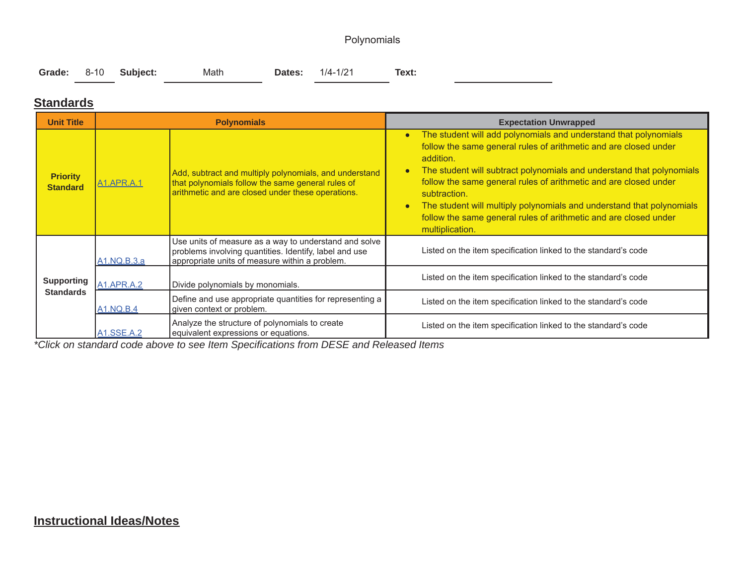Polynomials

**Grade:** 8-10 **Subject:** Math **Dates:** 1/4-1/21 **Text:**

## Standards

| Unit Title | Polynomials | | Expectation Unwrapped |
|---|---|---|---|
| **Priority Standard** | A1.APR.A.1 | Add, subtract and multiply polynomials, and understand that polynomials follow the same general rules of arithmetic and are closed under these operations. | • The student will add polynomials and understand that polynomials follow the same general rules of arithmetic and are closed under addition. • The student will subtract polynomials and understand that polynomials follow the same general rules of arithmetic and are closed under subtraction. • The student will multiply polynomials and understand that polynomials follow the same general rules of arithmetic and are closed under multiplication. |
| **Supporting Standards** | A1.NQ.B.3.a | Use units of measure as a way to understand and solve problems involving quantities. Identify, label and use appropriate units of measure within a problem. | Listed on the item specification linked to the standard's code |
| | A1.APR.A.2 | Divide polynomials by monomials. | Listed on the item specification linked to the standard's code |
| | A1.NQ.B.4 | Define and use appropriate quantities for representing a given context or problem. | Listed on the item specification linked to the standard's code |
| | A1.SSE.A.2 | Analyze the structure of polynomials to create equivalent expressions or equations. | Listed on the item specification linked to the standard's code |

*\*Click on standard code above to see Item Specifications from DESE and Released Items*

## Instructional Ideas/Notes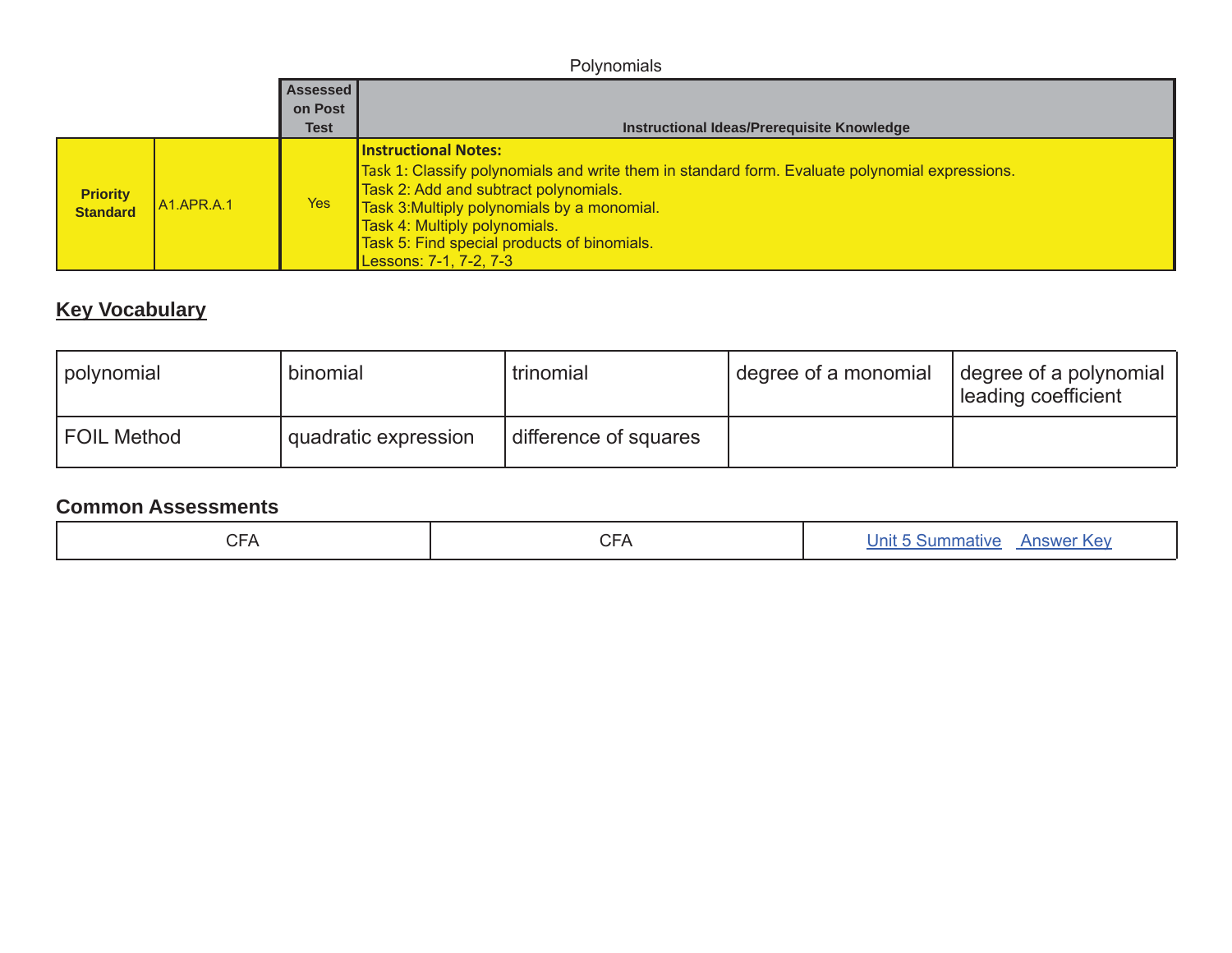Polynomials

| | | Assessed on Post Test | Instructional Ideas/Prerequisite Knowledge |
|---|---|---|---|
| **Priority Standard** | A1.APR.A.1 | Yes | **Instructional Notes:**<br>Task 1: Classify polynomials and write them in standard form. Evaluate polynomial expressions.<br>Task 2: Add and subtract polynomials.<br>Task 3:Multiply polynomials by a monomial.<br>Task 4: Multiply polynomials.<br>Task 5: Find special products of binomials.<br>Lessons: 7-1, 7-2, 7-3 |

## Key Vocabulary

| | | | | |
|---|---|---|---|---|
| polynomial | binomial | trinomial | degree of a monomial | degree of a polynomial<br>leading coefficient |
| FOIL Method | quadratic expression | difference of squares | | |

### Common Assessments

| | | |
|---|---|---|
| CFA | CFA | Unit 5 Summative  Answer Key |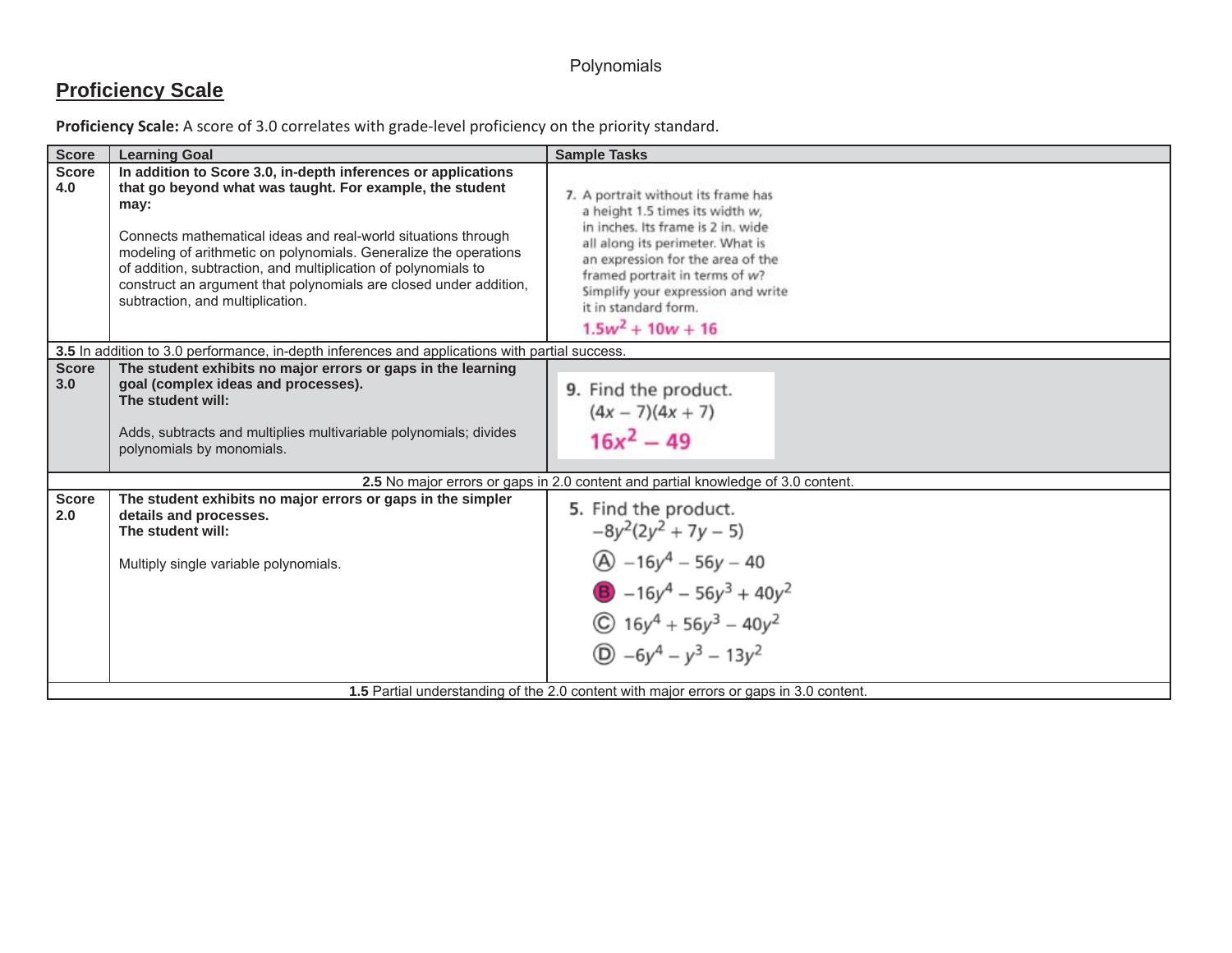Polynomials

## Proficiency Scale

**Proficiency Scale:** A score of 3.0 correlates with grade-level proficiency on the priority standard.

| Score | Learning Goal | Sample Tasks |
|---|---|---|
| **Score 4.0** | **In addition to Score 3.0, in-depth inferences or applications that go beyond what was taught. For example, the student may:**<br><br>Connects mathematical ideas and real-world situations through modeling of arithmetic on polynomials. Generalize the operations of addition, subtraction, and multiplication of polynomials to construct an argument that polynomials are closed under addition, subtraction, and multiplication. | **7.** A portrait without its frame has a height 1.5 times its width $w$, in inches. Its frame is 2 in. wide all along its perimeter. What is an expression for the area of the framed portrait in terms of $w$? Simplify your expression and write it in standard form.<br>$1.5w^2 + 10w + 16$ |
| **3.5** In addition to 3.0 performance, in-depth inferences and applications with partial success. | | |
| **Score 3.0** | **The student exhibits no major errors or gaps in the learning goal (complex ideas and processes).**<br>**The student will:**<br><br>Adds, subtracts and multiplies multivariable polynomials; divides polynomials by monomials. | **9.** Find the product.<br>$(4x - 7)(4x + 7)$<br>$16x^2 - 49$ |
| **2.5** No major errors or gaps in 2.0 content and partial knowledge of 3.0 content. | | |
| **Score 2.0** | **The student exhibits no major errors or gaps in the simpler details and processes.**<br>**The student will:**<br><br>Multiply single variable polynomials. | **5.** Find the product.<br>$-8y^2(2y^2 + 7y - 5)$<br>Ⓐ $-16y^4 - 56y - 40$<br>Ⓑ $-16y^4 - 56y^3 + 40y^2$<br>Ⓒ $16y^4 + 56y^3 - 40y^2$<br>Ⓓ $-6y^4 - y^3 - 13y^2$ |
| **1.5** Partial understanding of the 2.0 content with major errors or gaps in 3.0 content. | | |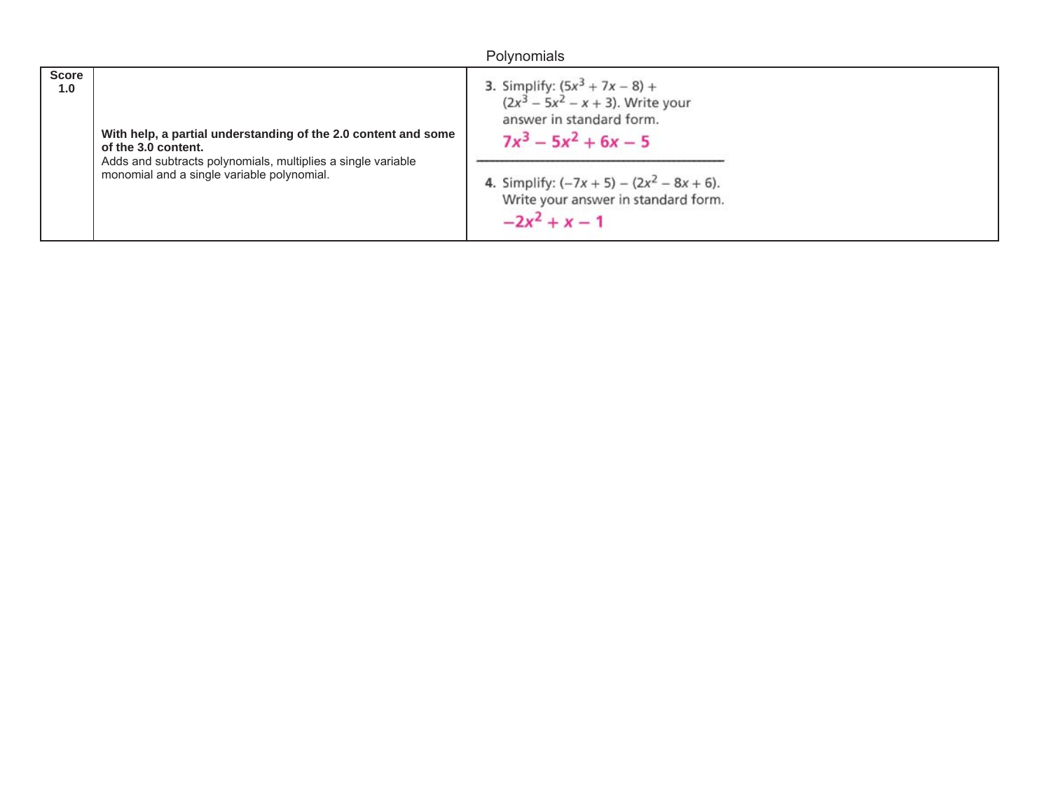Polynomials

| Score 1.0 | **With help, a partial understanding of the 2.0 content and some of the 3.0 content.**<br>Adds and subtracts polynomials, multiplies a single variable monomial and a single variable polynomial. | 3. Simplify: $(5x^3 + 7x - 8) + (2x^3 - 5x^2 - x + 3)$. Write your answer in standard form.<br>$7x^3 - 5x^2 + 6x - 5$<br><br>4. Simplify: $(-7x + 5) - (2x^2 - 8x + 6)$. Write your answer in standard form.<br>$-2x^2 + x - 1$ |
|---|---|---|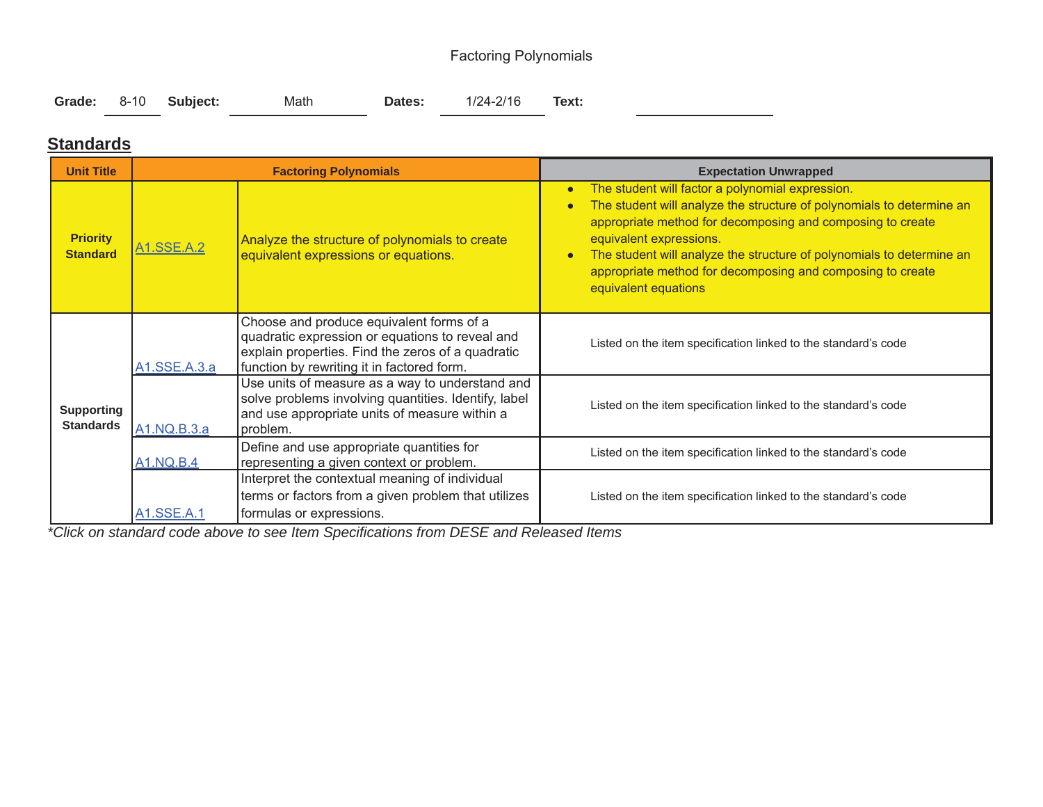Factoring Polynomials

**Grade:** 8-10 **Subject:** Math **Dates:** 1/24-2/16 **Text:**

## Standards

| Unit Title | Factoring Polynomials | | Expectation Unwrapped |
|---|---|---|---|
| **Priority Standard** | A1.SSE.A.2 | Analyze the structure of polynomials to create equivalent expressions or equations. | • The student will factor a polynomial expression.<br>• The student will analyze the structure of polynomials to determine an appropriate method for decomposing and composing to create equivalent expressions.<br>• The student will analyze the structure of polynomials to determine an appropriate method for decomposing and composing to create equivalent equations |
| **Supporting Standards** | A1.SSE.A.3.a | Choose and produce equivalent forms of a quadratic expression or equations to reveal and explain properties. Find the zeros of a quadratic function by rewriting it in factored form. | Listed on the item specification linked to the standard's code |
| | A1.NQ.B.3.a | Use units of measure as a way to understand and solve problems involving quantities. Identify, label and use appropriate units of measure within a problem. | Listed on the item specification linked to the standard's code |
| | A1.NQ.B.4 | Define and use appropriate quantities for representing a given context or problem. | Listed on the item specification linked to the standard's code |
| | A1.SSE.A.1 | Interpret the contextual meaning of individual terms or factors from a given problem that utilizes formulas or expressions. | Listed on the item specification linked to the standard's code |

*\*Click on standard code above to see Item Specifications from DESE and Released Items*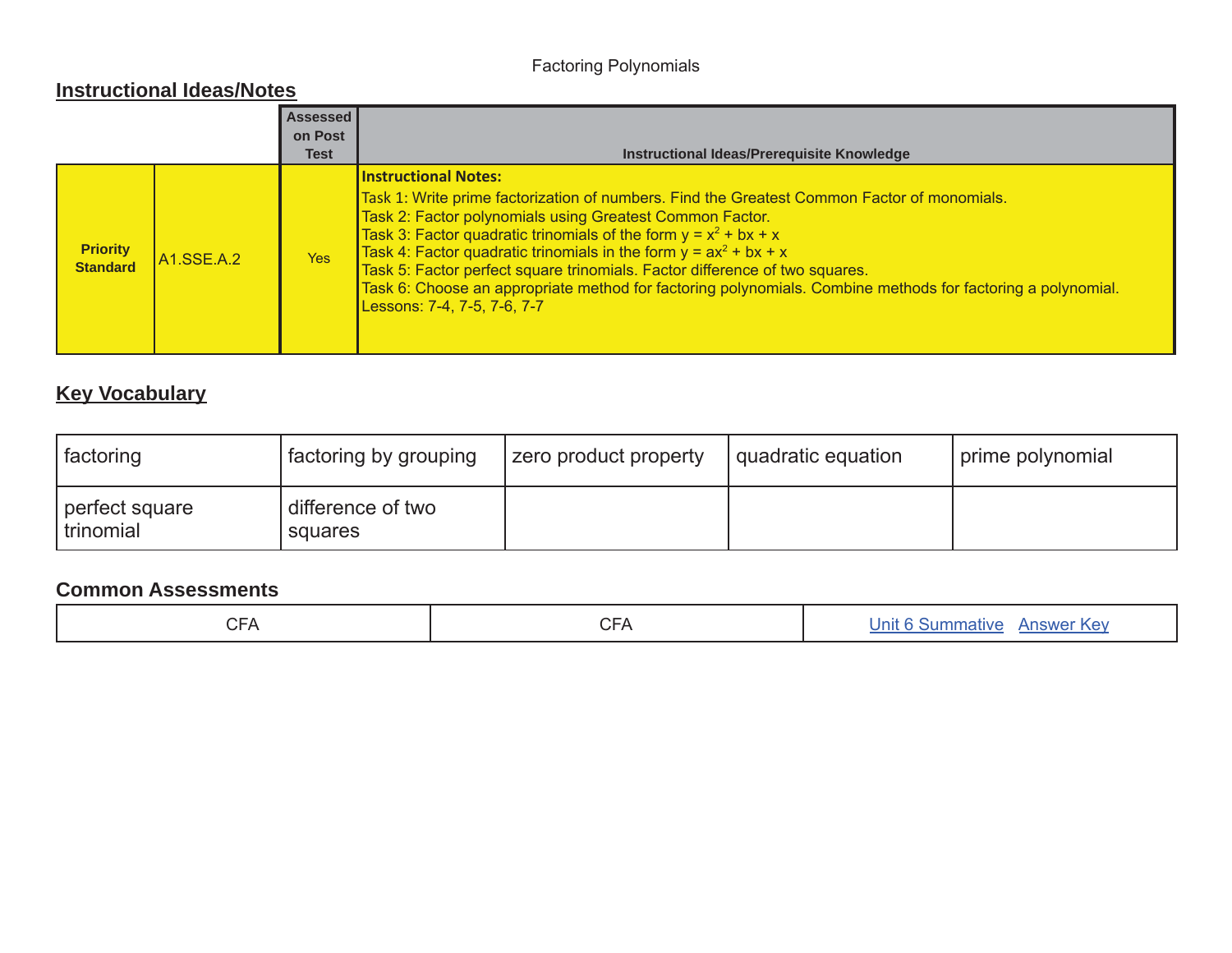Factoring Polynomials

## Instructional Ideas/Notes

| | | Assessed on Post Test | Instructional Ideas/Prerequisite Knowledge |
|---|---|---|---|
| **Priority Standard** | A1.SSE.A.2 | Yes | **Instructional Notes:**<br>Task 1: Write prime factorization of numbers. Find the Greatest Common Factor of monomials.<br>Task 2: Factor polynomials using Greatest Common Factor.<br>Task 3: Factor quadratic trinomials of the form $y = x^2 + bx + x$<br>Task 4: Factor quadratic trinomials in the form $y = ax^2 + bx + x$<br>Task 5: Factor perfect square trinomials. Factor difference of two squares.<br>Task 6: Choose an appropriate method for factoring polynomials. Combine methods for factoring a polynomial.<br>Lessons: 7-4, 7-5, 7-6, 7-7 |

## Key Vocabulary

| | | | | |
|---|---|---|---|---|
| factoring | factoring by grouping | zero product property | quadratic equation | prime polynomial |
| perfect square trinomial | difference of two squares | | | |

## Common Assessments

| | | |
|---|---|---|
| CFA | CFA | Unit 6 Summative Answer Key |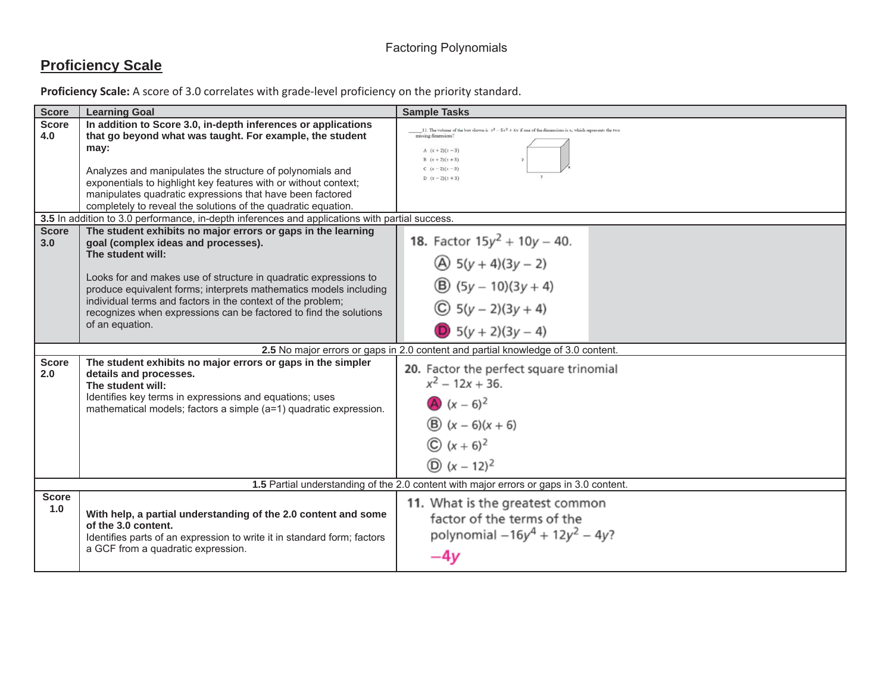Factoring Polynomials

## Proficiency Scale

**Proficiency Scale:** A score of 3.0 correlates with grade-level proficiency on the priority standard.

| Score | Learning Goal | Sample Tasks |
|---|---|---|
| Score 4.0 | **In addition to Score 3.0, in-depth inferences or applications that go beyond what was taught. For example, the student may:** Analyzes and manipulates the structure of polynomials and exponentials to highlight key features with or without context; manipulates quadratic expressions that have been factored completely to reveal the solutions of the quadratic equation. | ____13. The volume of the box shown is $x^3 - 5x^2 + 6x$ if one of the dimensions is x, which represents the two missing dimensions? A $(x+2)(x-3)$ B $(x+2)(x+3)$ C $(x-2)(x-3)$ D $(x-2)(x+3)$ |
| **3.5** In addition to 3.0 performance, in-depth inferences and applications with partial success. | | |
| Score 3.0 | **The student exhibits no major errors or gaps in the learning goal (complex ideas and processes). The student will:** Looks for and makes use of structure in quadratic expressions to produce equivalent forms; interprets mathematics models including individual terms and factors in the context of the problem; recognizes when expressions can be factored to find the solutions of an equation. | **18.** Factor $15y^2 + 10y - 40$. (A) $5(y+4)(3y-2)$ (B) $(5y-10)(3y+4)$ (C) $5(y-2)(3y+4)$ (D) $5(y+2)(3y-4)$ |
| **2.5** No major errors or gaps in 2.0 content and partial knowledge of 3.0 content. | | |
| Score 2.0 | **The student exhibits no major errors or gaps in the simpler details and processes. The student will:** Identifies key terms in expressions and equations; uses mathematical models; factors a simple (a=1) quadratic expression. | **20.** Factor the perfect square trinomial $x^2 - 12x + 36$. (A) $(x-6)^2$ (B) $(x-6)(x+6)$ (C) $(x+6)^2$ (D) $(x-12)^2$ |
| **1.5** Partial understanding of the 2.0 content with major errors or gaps in 3.0 content. | | |
| Score 1.0 | **With help, a partial understanding of the 2.0 content and some of the 3.0 content.** Identifies parts of an expression to write it in standard form; factors a GCF from a quadratic expression. | **11.** What is the greatest common factor of the terms of the polynomial $-16y^4 + 12y^2 - 4y$? $-4y$ |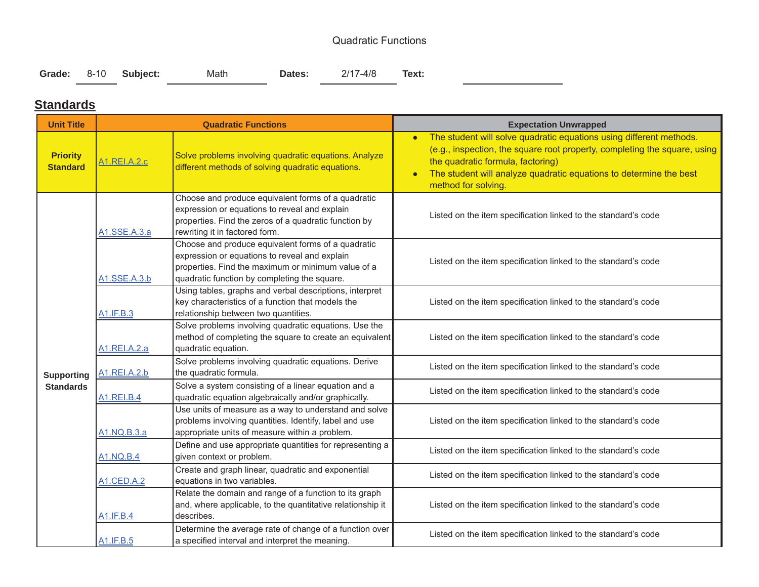Quadratic Functions

**Grade:** 8-10 **Subject:** Math **Dates:** 2/17-4/8 **Text:**

## Standards

| Unit Title | Quadratic Functions | | Expectation Unwrapped |
|---|---|---|---|
| **Priority Standard** | A1.REI.A.2.c | Solve problems involving quadratic equations. Analyze different methods of solving quadratic equations. | • The student will solve quadratic equations using different methods. (e.g., inspection, the square root property, completing the square, using the quadratic formula, factoring) <br> • The student will analyze quadratic equations to determine the best method for solving. |
| **Supporting Standards** | A1.SSE.A.3.a | Choose and produce equivalent forms of a quadratic expression or equations to reveal and explain properties. Find the zeros of a quadratic function by rewriting it in factored form. | Listed on the item specification linked to the standard's code |
| | A1.SSE.A.3.b | Choose and produce equivalent forms of a quadratic expression or equations to reveal and explain properties. Find the maximum or minimum value of a quadratic function by completing the square. | Listed on the item specification linked to the standard's code |
| | A1.IF.B.3 | Using tables, graphs and verbal descriptions, interpret key characteristics of a function that models the relationship between two quantities. | Listed on the item specification linked to the standard's code |
| | A1.REI.A.2.a | Solve problems involving quadratic equations. Use the method of completing the square to create an equivalent quadratic equation. | Listed on the item specification linked to the standard's code |
| | A1.REI.A.2.b | Solve problems involving quadratic equations. Derive the quadratic formula. | Listed on the item specification linked to the standard's code |
| | A1.REI.B.4 | Solve a system consisting of a linear equation and a quadratic equation algebraically and/or graphically. | Listed on the item specification linked to the standard's code |
| | A1.NQ.B.3.a | Use units of measure as a way to understand and solve problems involving quantities. Identify, label and use appropriate units of measure within a problem. | Listed on the item specification linked to the standard's code |
| | A1.NQ.B.4 | Define and use appropriate quantities for representing a given context or problem. | Listed on the item specification linked to the standard's code |
| | A1.CED.A.2 | Create and graph linear, quadratic and exponential equations in two variables. | Listed on the item specification linked to the standard's code |
| | A1.IF.B.4 | Relate the domain and range of a function to its graph and, where applicable, to the quantitative relationship it describes. | Listed on the item specification linked to the standard's code |
| | A1.IF.B.5 | Determine the average rate of change of a function over a specified interval and interpret the meaning. | Listed on the item specification linked to the standard's code |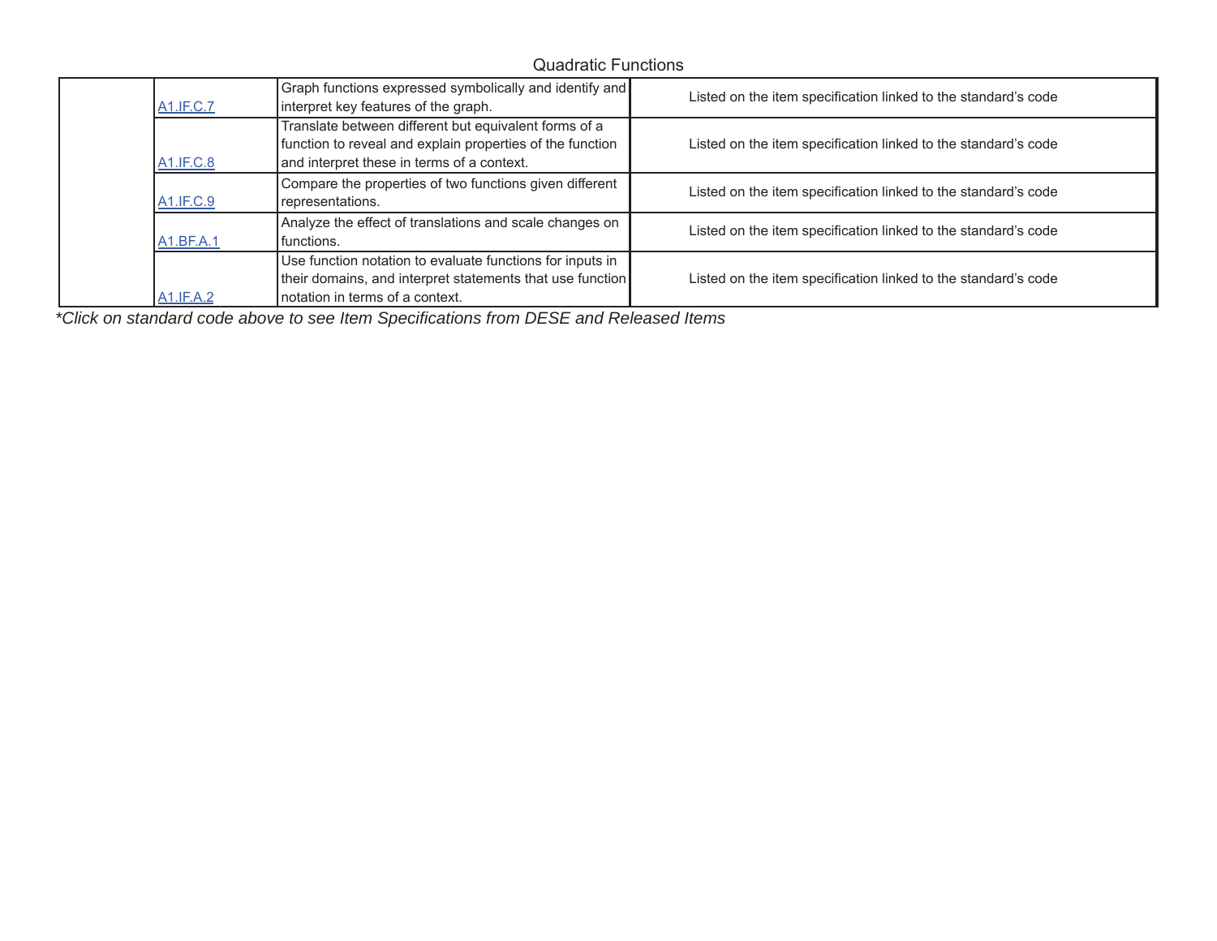Quadratic Functions

| | | | |
|---|---|---|---|
| | A1.IF.C.7 | Graph functions expressed symbolically and identify and interpret key features of the graph. | Listed on the item specification linked to the standard's code |
| | A1.IF.C.8 | Translate between different but equivalent forms of a function to reveal and explain properties of the function and interpret these in terms of a context. | Listed on the item specification linked to the standard's code |
| | A1.IF.C.9 | Compare the properties of two functions given different representations. | Listed on the item specification linked to the standard's code |
| | A1.BF.A.1 | Analyze the effect of translations and scale changes on functions. | Listed on the item specification linked to the standard's code |
| | A1.IF.A.2 | Use function notation to evaluate functions for inputs in their domains, and interpret statements that use function notation in terms of a context. | Listed on the item specification linked to the standard's code |

*\*Click on standard code above to see Item Specifications from DESE and Released Items*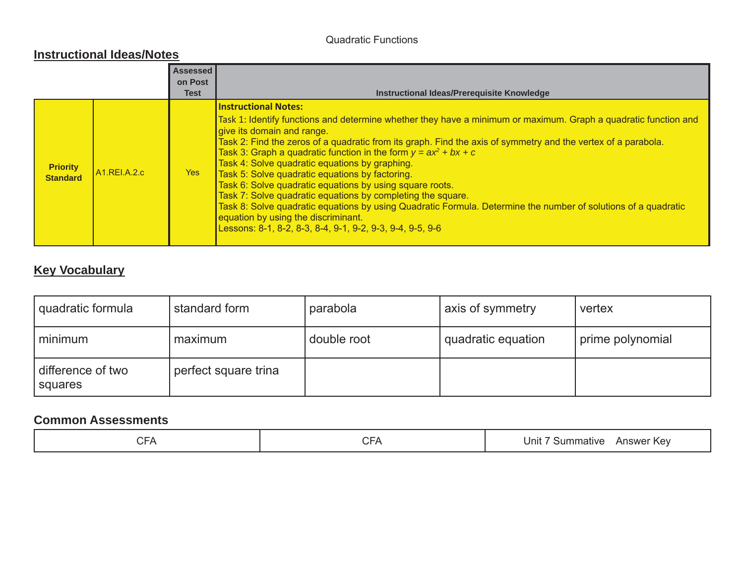Quadratic Functions

## Instructional Ideas/Notes

| | | Assessed on Post Test | Instructional Ideas/Prerequisite Knowledge |
|---|---|---|---|
| **Priority Standard** | A1.REI.A.2.c | Yes | **Instructional Notes:**<br>Task 1: Identify functions and determine whether they have a minimum or maximum. Graph a quadratic function and give its domain and range.<br>Task 2: Find the zeros of a quadratic from its graph. Find the axis of symmetry and the vertex of a parabola.<br>Task 3: Graph a quadratic function in the form $y = ax^2 + bx + c$<br>Task 4: Solve quadratic equations by graphing.<br>Task 5: Solve quadratic equations by factoring.<br>Task 6: Solve quadratic equations by using square roots.<br>Task 7: Solve quadratic equations by completing the square.<br>Task 8: Solve quadratic equations by using Quadratic Formula. Determine the number of solutions of a quadratic equation by using the discriminant.<br>Lessons: 8-1, 8-2, 8-3, 8-4, 9-1, 9-2, 9-3, 9-4, 9-5, 9-6 |

## Key Vocabulary

| | | | | |
|---|---|---|---|---|
| quadratic formula | standard form | parabola | axis of symmetry | vertex |
| minimum | maximum | double root | quadratic equation | prime polynomial |
| difference of two squares | perfect square trina | | | |

### Common Assessments

| | | |
|---|---|---|
| CFA | CFA | Unit 7 Summative Answer Key |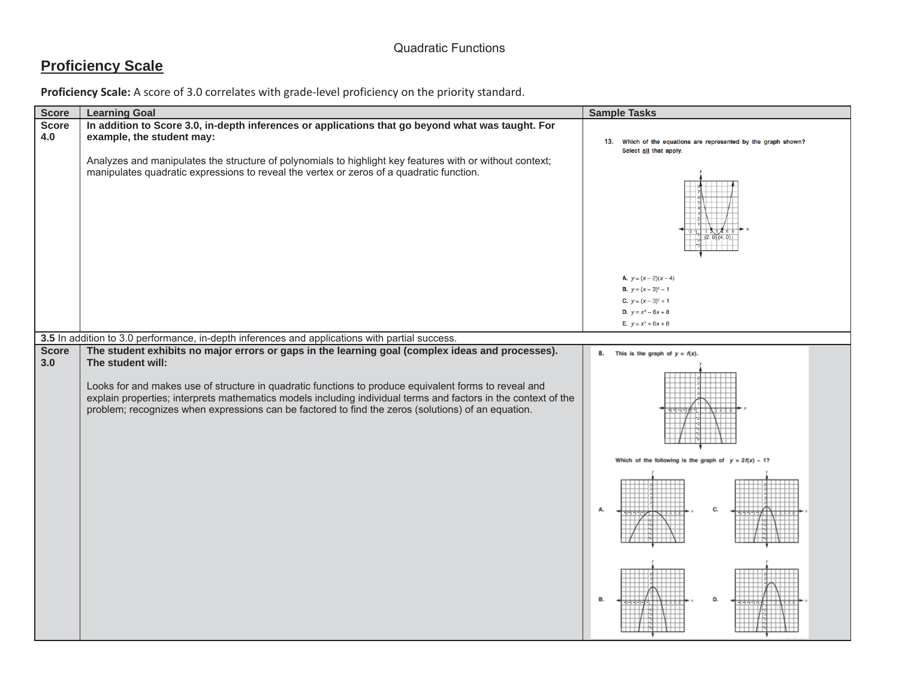Quadratic Functions

## Proficiency Scale

**Proficiency Scale:** A score of 3.0 correlates with grade-level proficiency on the priority standard.

| Score | Learning Goal | Sample Tasks |
|---|---|---|
| **Score 4.0** | **In addition to Score 3.0, in-depth inferences or applications that go beyond what was taught. For example, the student may:** <br><br> Analyzes and manipulates the structure of polynomials to highlight key features with or without context; manipulates quadratic expressions to reveal the vertex or zeros of a quadratic function. | **13.** Which of the equations are represented by the graph shown? Select <u>all</u> that apply. <br><br> (2, 0) (4, 0) <br><br> **A.** $y = (x - 2)(x - 4)$ <br> **B.** $y = (x - 3)^2 - 1$ <br> **C.** $y = (x - 3)^2 + 1$ <br> **D.** $y = x^2 - 6x + 8$ <br> **E.** $y = x^2 + 6x + 8$ |
| **3.5** In addition to 3.0 performance, in-depth inferences and applications with partial success. | | |
| **Score 3.0** | **The student exhibits no major errors or gaps in the learning goal (complex ideas and processes). The student will:** <br><br> Looks for and makes use of structure in quadratic functions to produce equivalent forms to reveal and explain properties; interprets mathematics models including individual terms and factors in the context of the problem; recognizes when expressions can be factored to find the zeros (solutions) of an equation. | **8.** This is the graph of $y = f(x)$. <br><br> Which of the following is the graph of $y = 2f(x) - 1$? <br><br> **A.** <br> **B.** <br> **C.** <br> **D.** |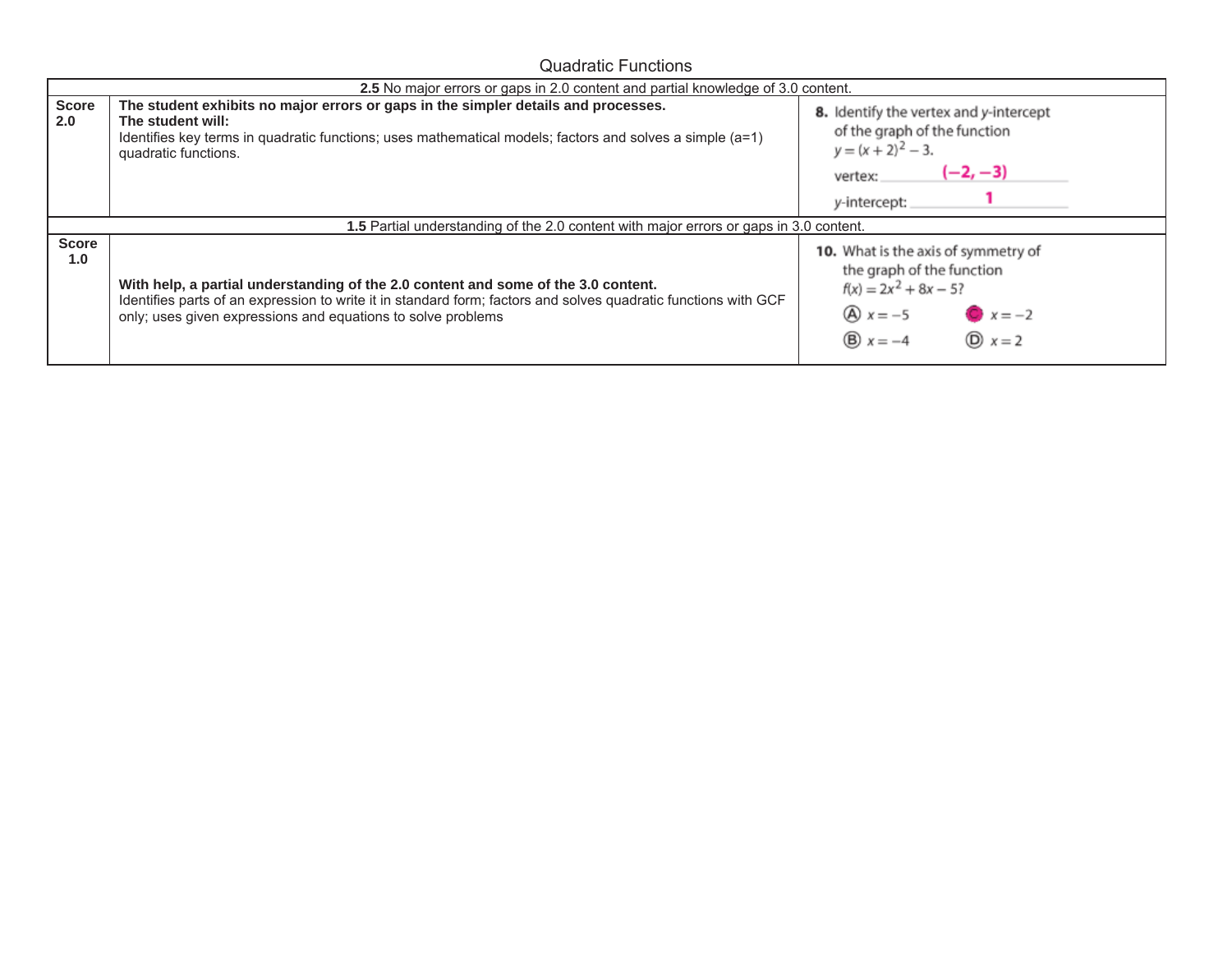## Quadratic Functions

| | **2.5** No major errors or gaps in 2.0 content and partial knowledge of 3.0 content. | |
|---|---|---|
| **Score 2.0** | **The student exhibits no major errors or gaps in the simpler details and processes.** **The student will:** Identifies key terms in quadratic functions; uses mathematical models; factors and solves a simple (a=1) quadratic functions. | **8.** Identify the vertex and $y$-intercept of the graph of the function $y = (x + 2)^2 - 3$. vertex: $(-2, -3)$ $y$-intercept: 1 |
| | **1.5** Partial understanding of the 2.0 content with major errors or gaps in 3.0 content. | |
| **Score 1.0** | **With help, a partial understanding of the 2.0 content and some of the 3.0 content.** Identifies parts of an expression to write it in standard form; factors and solves quadratic functions with GCF only; uses given expressions and equations to solve problems | **10.** What is the axis of symmetry of the graph of the function $f(x) = 2x^2 + 8x - 5$? Ⓐ $x = -5$ Ⓑ $x = -4$ Ⓒ $x = -2$ Ⓓ $x = 2$ |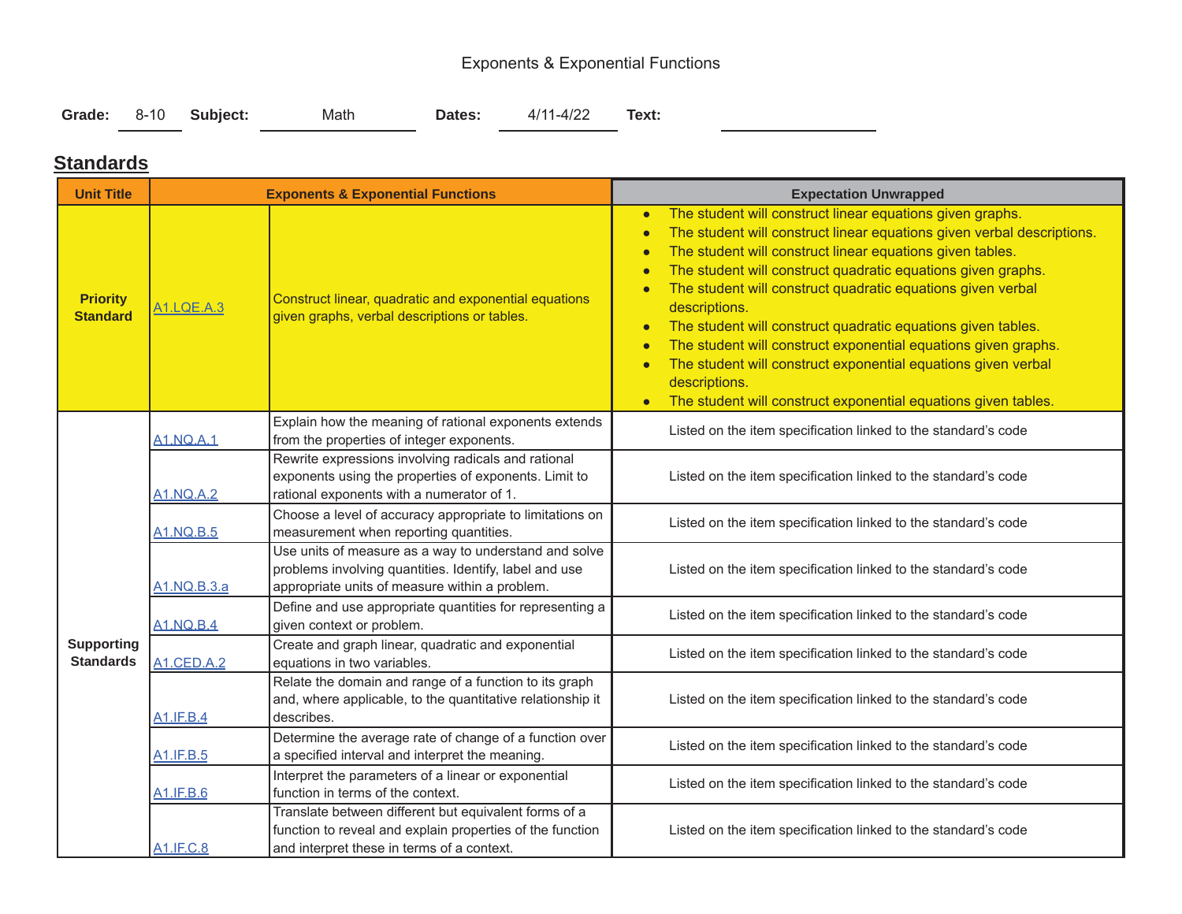Exponents & Exponential Functions

**Grade:** 8-10 **Subject:** Math **Dates:** 4/11-4/22 **Text:**

## Standards

| Unit Title | Exponents & Exponential Functions | | Expectation Unwrapped |
|---|---|---|---|
| **Priority Standard** | A1.LQE.A.3 | Construct linear, quadratic and exponential equations given graphs, verbal descriptions or tables. | • The student will construct linear equations given graphs.<br>• The student will construct linear equations given verbal descriptions.<br>• The student will construct linear equations given tables.<br>• The student will construct quadratic equations given graphs.<br>• The student will construct quadratic equations given verbal descriptions.<br>• The student will construct quadratic equations given tables.<br>• The student will construct exponential equations given graphs.<br>• The student will construct exponential equations given verbal descriptions.<br>• The student will construct exponential equations given tables. |
| **Supporting Standards** | A1.NQ.A.1 | Explain how the meaning of rational exponents extends from the properties of integer exponents. | Listed on the item specification linked to the standard's code |
| | A1.NQ.A.2 | Rewrite expressions involving radicals and rational exponents using the properties of exponents. Limit to rational exponents with a numerator of 1. | Listed on the item specification linked to the standard's code |
| | A1.NQ.B.5 | Choose a level of accuracy appropriate to limitations on measurement when reporting quantities. | Listed on the item specification linked to the standard's code |
| | A1.NQ.B.3.a | Use units of measure as a way to understand and solve problems involving quantities. Identify, label and use appropriate units of measure within a problem. | Listed on the item specification linked to the standard's code |
| | A1.NQ.B.4 | Define and use appropriate quantities for representing a given context or problem. | Listed on the item specification linked to the standard's code |
| | A1.CED.A.2 | Create and graph linear, quadratic and exponential equations in two variables. | Listed on the item specification linked to the standard's code |
| | A1.IF.B.4 | Relate the domain and range of a function to its graph and, where applicable, to the quantitative relationship it describes. | Listed on the item specification linked to the standard's code |
| | A1.IF.B.5 | Determine the average rate of change of a function over a specified interval and interpret the meaning. | Listed on the item specification linked to the standard's code |
| | A1.IF.B.6 | Interpret the parameters of a linear or exponential function in terms of the context. | Listed on the item specification linked to the standard's code |
| | A1.IF.C.8 | Translate between different but equivalent forms of a function to reveal and explain properties of the function and interpret these in terms of a context. | Listed on the item specification linked to the standard's code |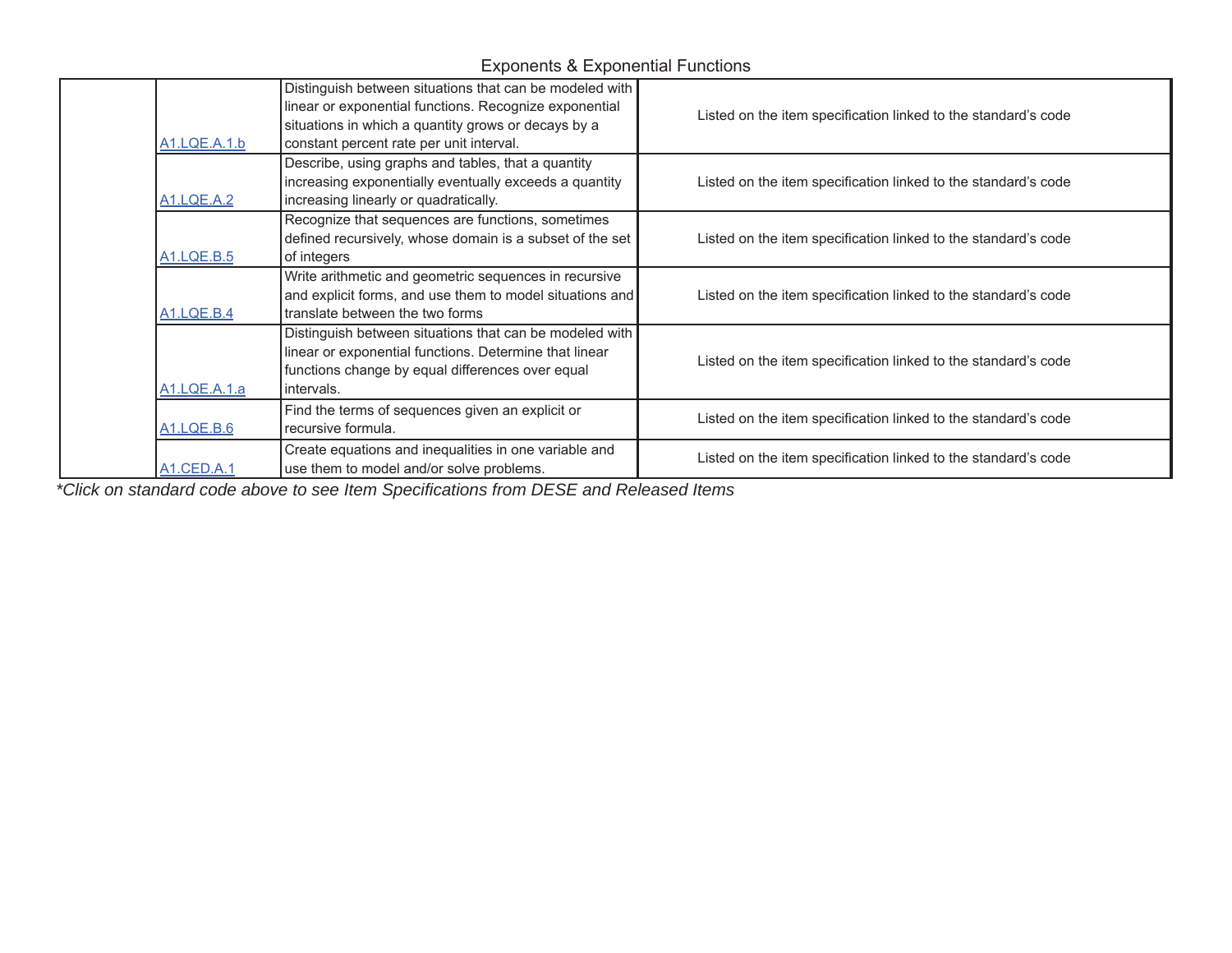Exponents & Exponential Functions

| | | | |
|---|---|---|---|
| | A1.LQE.A.1.b | Distinguish between situations that can be modeled with linear or exponential functions. Recognize exponential situations in which a quantity grows or decays by a constant percent rate per unit interval. | Listed on the item specification linked to the standard's code |
| | A1.LQE.A.2 | Describe, using graphs and tables, that a quantity increasing exponentially eventually exceeds a quantity increasing linearly or quadratically. | Listed on the item specification linked to the standard's code |
| | A1.LQE.B.5 | Recognize that sequences are functions, sometimes defined recursively, whose domain is a subset of the set of integers | Listed on the item specification linked to the standard's code |
| | A1.LQE.B.4 | Write arithmetic and geometric sequences in recursive and explicit forms, and use them to model situations and translate between the two forms | Listed on the item specification linked to the standard's code |
| | A1.LQE.A.1.a | Distinguish between situations that can be modeled with linear or exponential functions. Determine that linear functions change by equal differences over equal intervals. | Listed on the item specification linked to the standard's code |
| | A1.LQE.B.6 | Find the terms of sequences given an explicit or recursive formula. | Listed on the item specification linked to the standard's code |
| | A1.CED.A.1 | Create equations and inequalities in one variable and use them to model and/or solve problems. | Listed on the item specification linked to the standard's code |

*\*Click on standard code above to see Item Specifications from DESE and Released Items*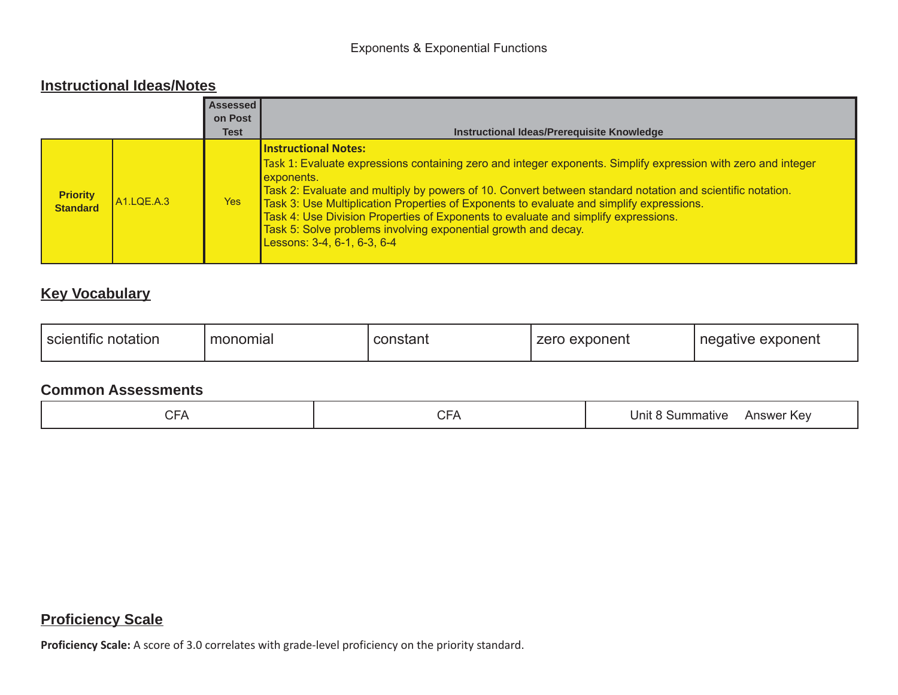Exponents & Exponential Functions

## Instructional Ideas/Notes

| | | Assessed on Post Test | Instructional Ideas/Prerequisite Knowledge |
|---|---|---|---|
| **Priority Standard** | A1.LQE.A.3 | Yes | **Instructional Notes:**<br>Task 1: Evaluate expressions containing zero and integer exponents. Simplify expression with zero and integer exponents.<br>Task 2: Evaluate and multiply by powers of 10. Convert between standard notation and scientific notation.<br>Task 3: Use Multiplication Properties of Exponents to evaluate and simplify expressions.<br>Task 4: Use Division Properties of Exponents to evaluate and simplify expressions.<br>Task 5: Solve problems involving exponential growth and decay.<br>Lessons: 3-4, 6-1, 6-3, 6-4 |

## Key Vocabulary

| scientific notation | monomial | constant | zero exponent | negative exponent |
|---|---|---|---|---|

### Common Assessments

| CFA | CFA | Unit 8 Summative Answer Key |
|---|---|---|

## Proficiency Scale

**Proficiency Scale:** A score of 3.0 correlates with grade-level proficiency on the priority standard.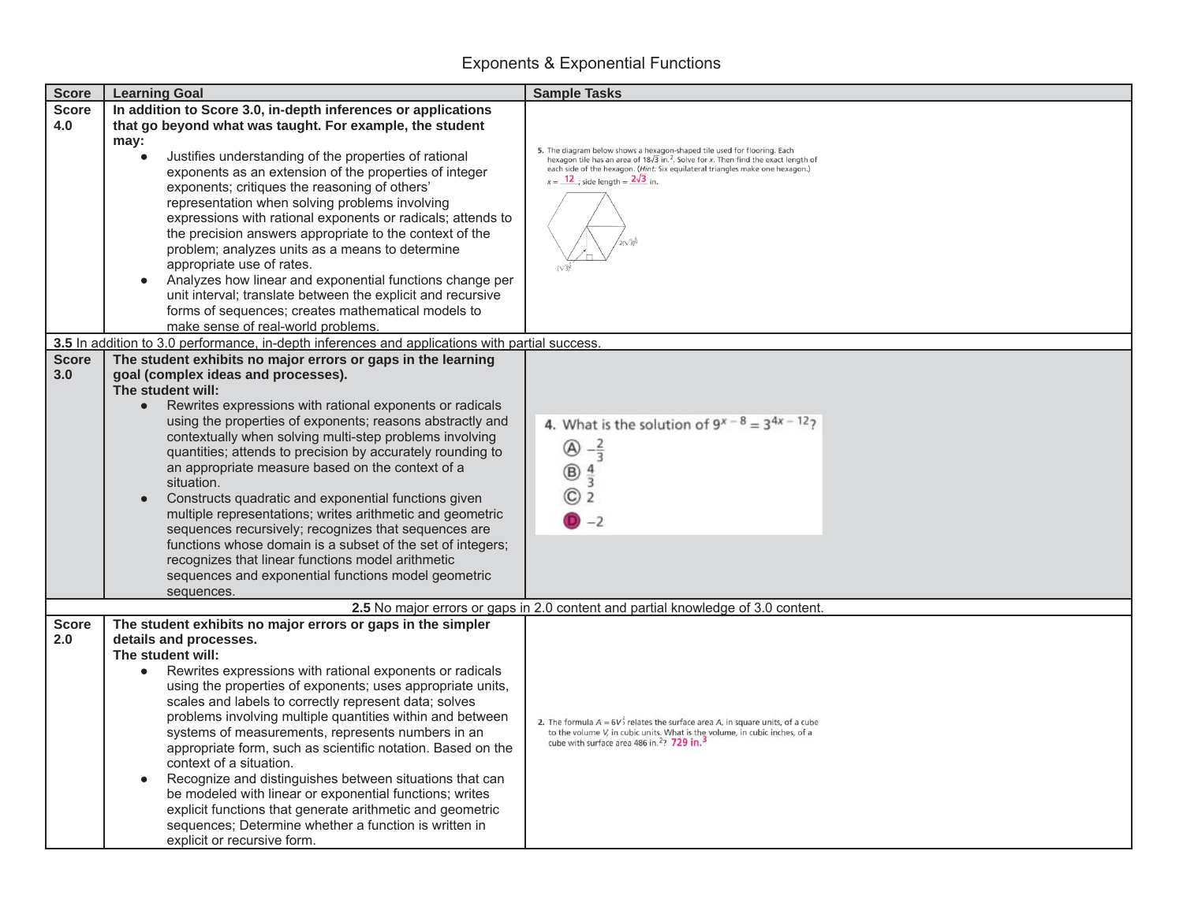# Exponents & Exponential Functions

| Score | Learning Goal | Sample Tasks |
|---|---|---|
| Score 4.0 | **In addition to Score 3.0, in-depth inferences or applications that go beyond what was taught. For example, the student may:**<br>• Justifies understanding of the properties of rational exponents as an extension of the properties of integer exponents; critiques the reasoning of others' representation when solving problems involving expressions with rational exponents or radicals; attends to the precision answers appropriate to the context of the problem; analyzes units as a means to determine appropriate use of rates.<br>• Analyzes how linear and exponential functions change per unit interval; translate between the explicit and recursive forms of sequences; creates mathematical models to make sense of real-world problems. | 5. The diagram below shows a hexagon-shaped tile used for flooring. Each hexagon tile has an area of $18\sqrt{3}$ in.$^2$. Solve for $x$. Then find the exact length of each side of the hexagon. (*Hint:* Six equilateral triangles make one hexagon.)<br>$x =$ 12 ; side length = $2\sqrt{3}$ in.<br>$2(\sqrt{3})^{\frac{x}{6}}$<br>$(\sqrt{3})^{\frac{x}{4}}$ |
| **3.5** In addition to 3.0 performance, in-depth inferences and applications with partial success. | | |
| Score 3.0 | **The student exhibits no major errors or gaps in the learning goal (complex ideas and processes).**<br>**The student will:**<br>• Rewrites expressions with rational exponents or radicals using the properties of exponents; reasons abstractly and contextually when solving multi-step problems involving quantities; attends to precision by accurately rounding to an appropriate measure based on the context of a situation.<br>• Constructs quadratic and exponential functions given multiple representations; writes arithmetic and geometric sequences recursively; recognizes that sequences are functions whose domain is a subset of the set of integers; recognizes that linear functions model arithmetic sequences and exponential functions model geometric sequences. | 4. What is the solution of $9^{x-8} = 3^{4x-12}$?<br>Ⓐ $-\frac{2}{3}$<br>Ⓑ $\frac{4}{3}$<br>Ⓒ 2<br>Ⓓ $-2$ |
| **2.5** No major errors or gaps in 2.0 content and partial knowledge of 3.0 content. | | |
| Score 2.0 | **The student exhibits no major errors or gaps in the simpler details and processes.**<br>**The student will:**<br>• Rewrites expressions with rational exponents or radicals using the properties of exponents; uses appropriate units, scales and labels to correctly represent data; solves problems involving multiple quantities within and between systems of measurements, represents numbers in an appropriate form, such as scientific notation. Based on the context of a situation.<br>• Recognize and distinguishes between situations that can be modeled with linear or exponential functions; writes explicit functions that generate arithmetic and geometric sequences; Determine whether a function is written in explicit or recursive form. | 2. The formula $A = 6V^{\frac{2}{3}}$ relates the surface area $A$, in square units, of a cube to the volume $V$, in cubic units. What is the volume, in cubic inches, of a cube with surface area 486 in.$^2$? 729 in.$^3$ |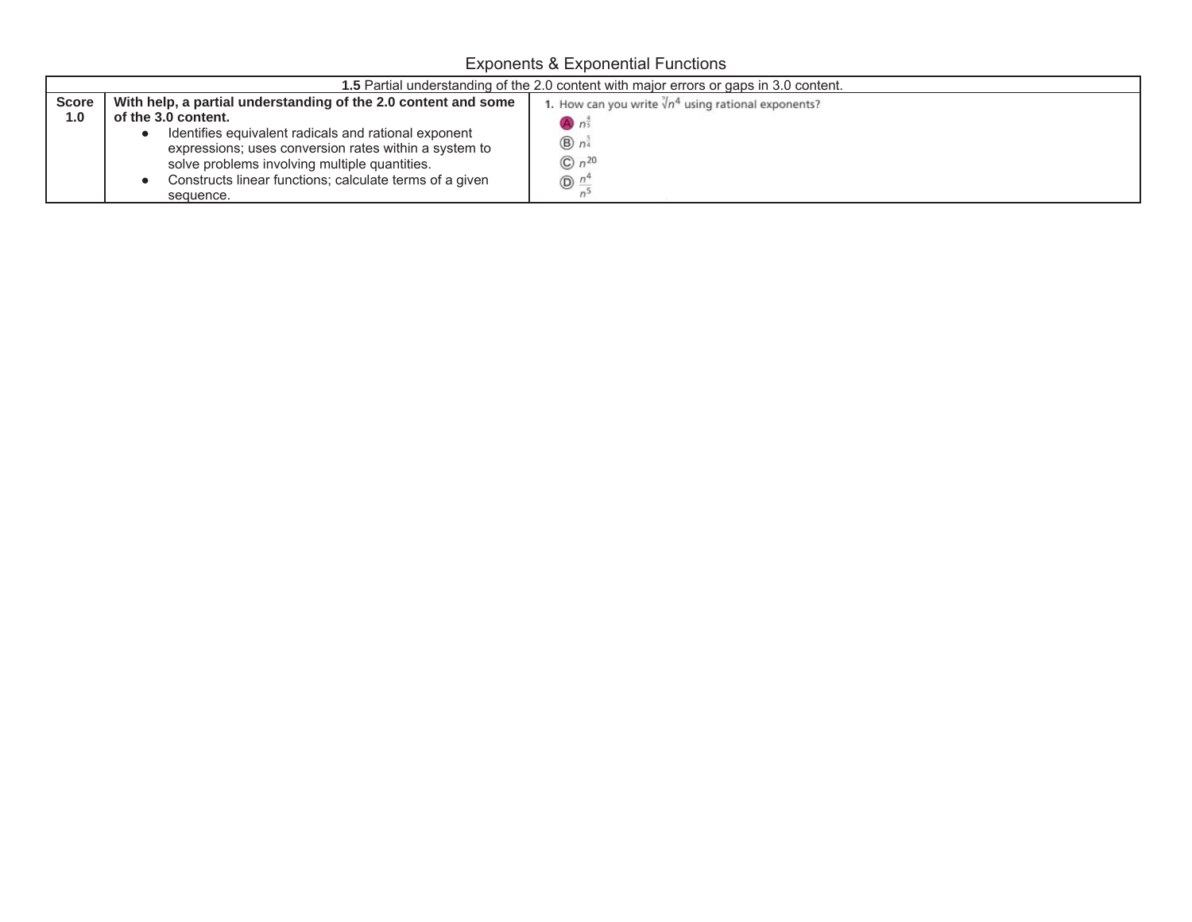# Exponents & Exponential Functions

| **1.5** Partial understanding of the 2.0 content with major errors or gaps in 3.0 content. | | |
|---|---|---|
| **Score 1.0** | **With help, a partial understanding of the 2.0 content and some of the 3.0 content.**<br>● Identifies equivalent radicals and rational exponent expressions; uses conversion rates within a system to solve problems involving multiple quantities.<br>● Constructs linear functions; calculate terms of a given sequence. | 1. How can you write $\sqrt[5]{n^4}$ using rational exponents?<br>Ⓐ $n^{\frac{4}{5}}$<br>Ⓑ $n^{\frac{5}{4}}$<br>Ⓒ $n^{20}$<br>Ⓓ $\frac{n^4}{n^5}$ |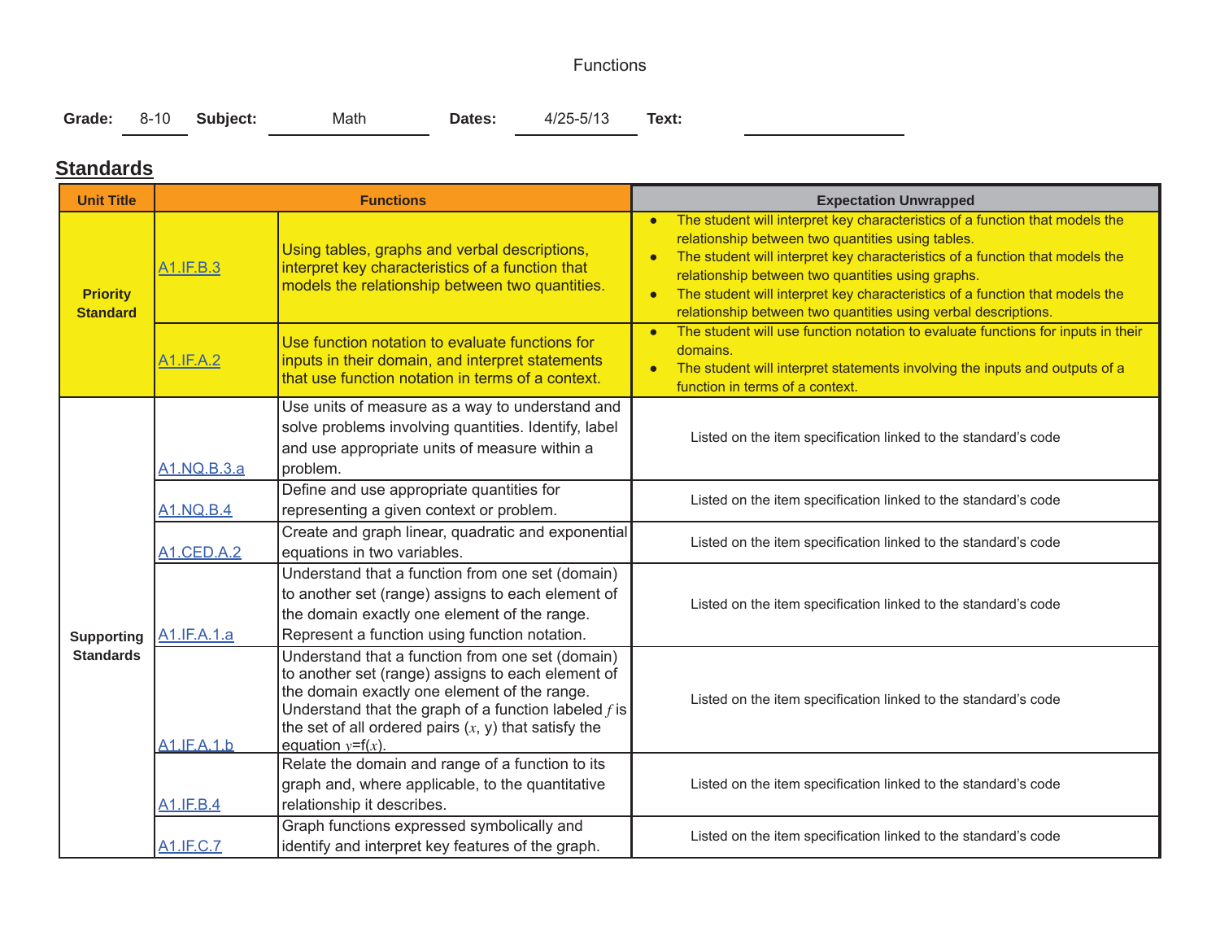Functions

**Grade:** 8-10 **Subject:** Math **Dates:** 4/25-5/13 **Text:**

## Standards

| Unit Title | Functions | | Expectation Unwrapped |
|---|---|---|---|
| **Priority Standard** | A1.IF.B.3 | Using tables, graphs and verbal descriptions, interpret key characteristics of a function that models the relationship between two quantities. | • The student will interpret key characteristics of a function that models the relationship between two quantities using tables.<br>• The student will interpret key characteristics of a function that models the relationship between two quantities using graphs.<br>• The student will interpret key characteristics of a function that models the relationship between two quantities using verbal descriptions. |
| | A1.IF.A.2 | Use function notation to evaluate functions for inputs in their domain, and interpret statements that use function notation in terms of a context. | • The student will use function notation to evaluate functions for inputs in their domains.<br>• The student will interpret statements involving the inputs and outputs of a function in terms of a context. |
| **Supporting Standards** | A1.NQ.B.3.a | Use units of measure as a way to understand and solve problems involving quantities. Identify, label and use appropriate units of measure within a problem. | Listed on the item specification linked to the standard's code |
| | A1.NQ.B.4 | Define and use appropriate quantities for representing a given context or problem. | Listed on the item specification linked to the standard's code |
| | A1.CED.A.2 | Create and graph linear, quadratic and exponential equations in two variables. | Listed on the item specification linked to the standard's code |
| | A1.IF.A.1.a | Understand that a function from one set (domain) to another set (range) assigns to each element of the domain exactly one element of the range. Represent a function using function notation. | Listed on the item specification linked to the standard's code |
| | A1.IF.A.1.b | Understand that a function from one set (domain) to another set (range) assigns to each element of the domain exactly one element of the range. Understand that the graph of a function labeled $f$ is the set of all ordered pairs $(x, y)$ that satisfy the equation $y=f(x)$. | Listed on the item specification linked to the standard's code |
| | A1.IF.B.4 | Relate the domain and range of a function to its graph and, where applicable, to the quantitative relationship it describes. | Listed on the item specification linked to the standard's code |
| | A1.IF.C.7 | Graph functions expressed symbolically and identify and interpret key features of the graph. | Listed on the item specification linked to the standard's code |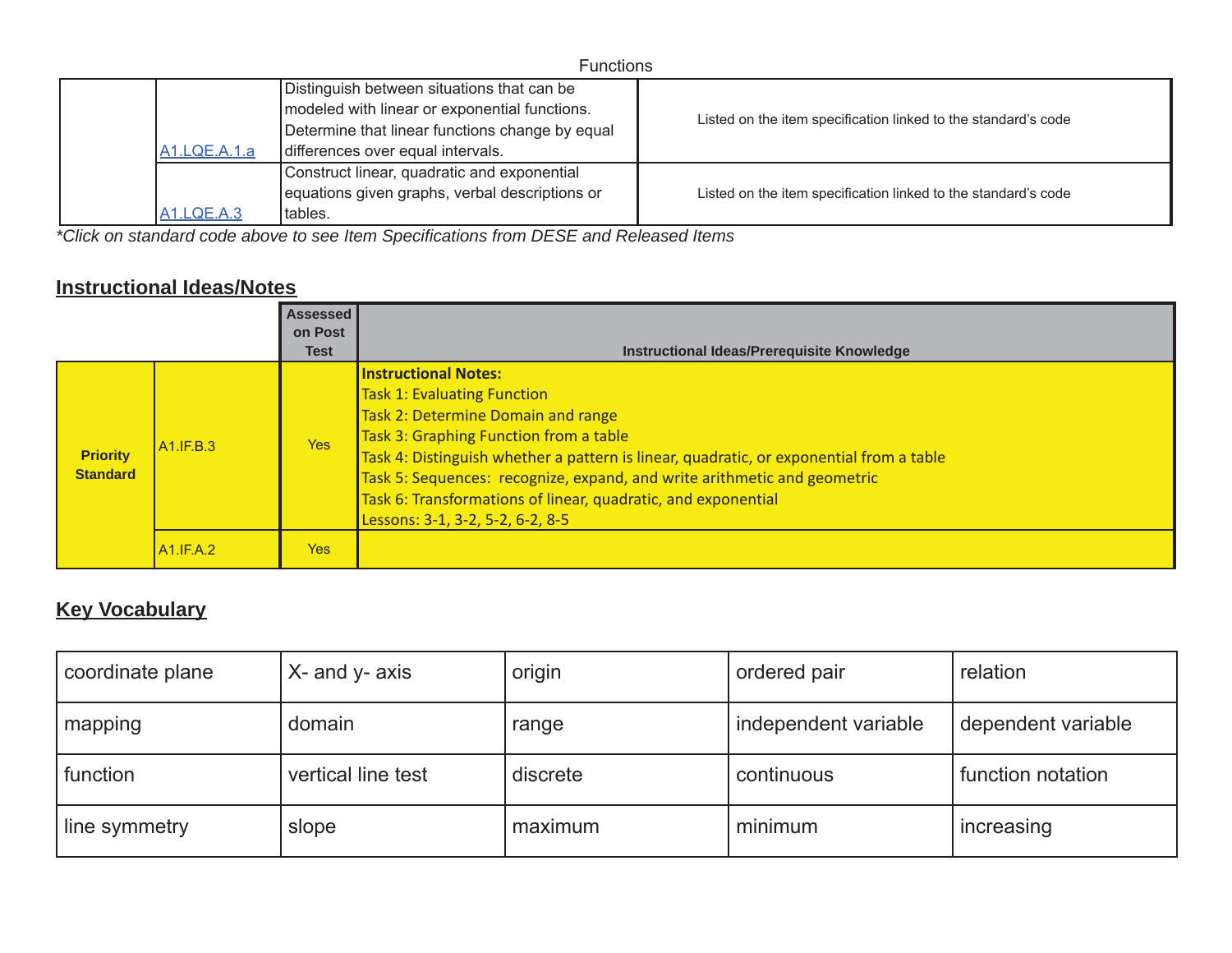Functions

| | | | |
|---|---|---|---|
| | [A1.LQE.A.1.a]() | Distinguish between situations that can be modeled with linear or exponential functions. Determine that linear functions change by equal differences over equal intervals. | Listed on the item specification linked to the standard's code |
| | [A1.LQE.A.3]() | Construct linear, quadratic and exponential equations given graphs, verbal descriptions or tables. | Listed on the item specification linked to the standard's code |

*Click on standard code above to see Item Specifications from DESE and Released Items*

## Instructional Ideas/Notes

| | | Assessed on Post Test | Instructional Ideas/Prerequisite Knowledge |
|---|---|---|---|
| **Priority Standard** | A1.IF.B.3 | Yes | **Instructional Notes:**<br>Task 1: Evaluating Function<br>Task 2: Determine Domain and range<br>Task 3: Graphing Function from a table<br>Task 4: Distinguish whether a pattern is linear, quadratic, or exponential from a table<br>Task 5: Sequences: recognize, expand, and write arithmetic and geometric<br>Task 6: Transformations of linear, quadratic, and exponential<br>Lessons: 3-1, 3-2, 5-2, 6-2, 8-5 |
| | A1.IF.A.2 | Yes | |

## Key Vocabulary

| | | | | |
|---|---|---|---|---|
| coordinate plane | X- and y- axis | origin | ordered pair | relation |
| mapping | domain | range | independent variable | dependent variable |
| function | vertical line test | discrete | continuous | function notation |
| line symmetry | slope | maximum | minimum | increasing |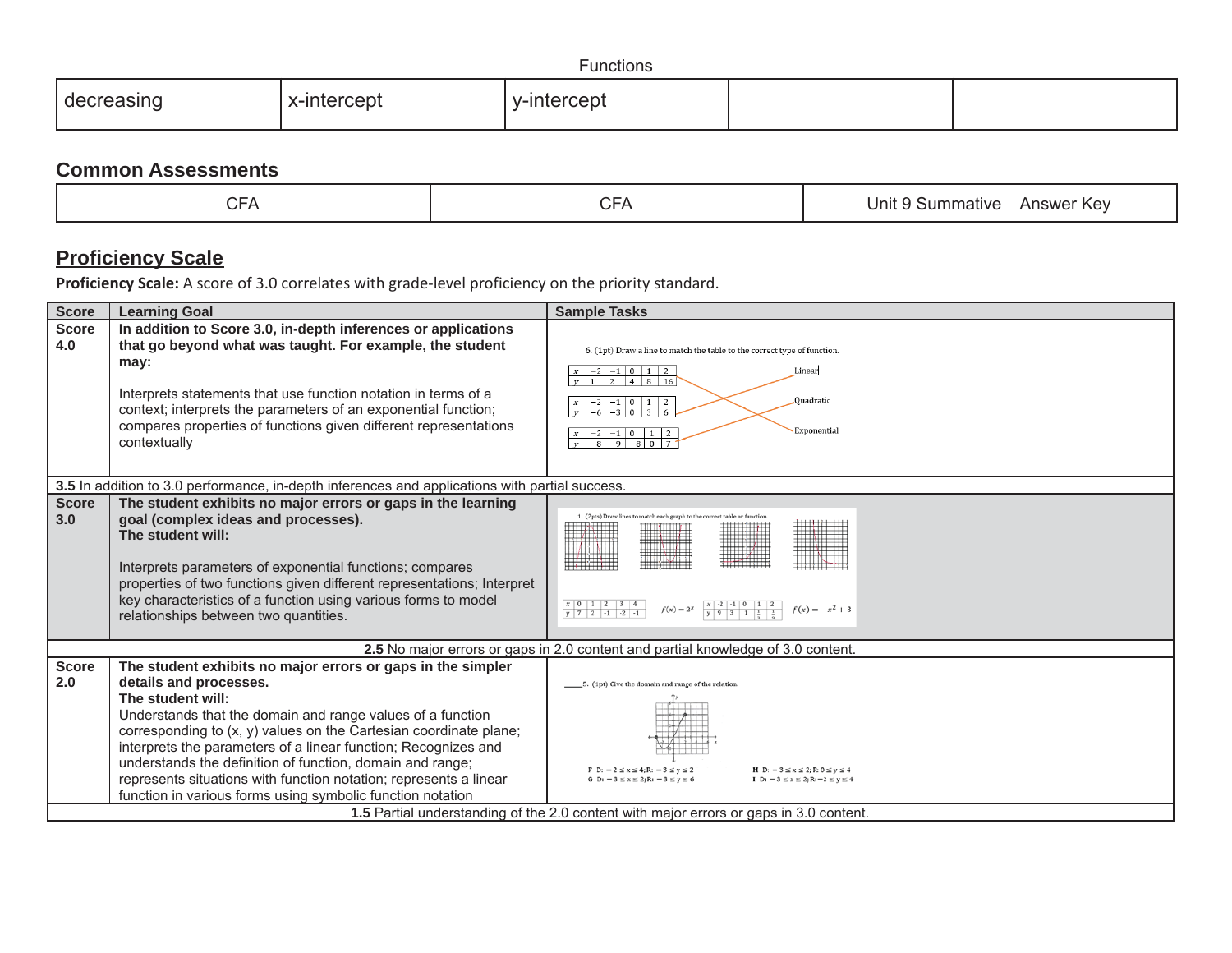Functions

| decreasing | x-intercept | y-intercept | | |
|---|---|---|---|---|

## Common Assessments

| CFA | CFA | Unit 9 Summative Answer Key |
|---|---|---|

## Proficiency Scale

**Proficiency Scale:** A score of 3.0 correlates with grade-level proficiency on the priority standard.

| Score | Learning Goal | Sample Tasks |
|---|---|---|
| **Score 4.0** | **In addition to Score 3.0, in-depth inferences or applications that go beyond what was taught. For example, the student may:**<br><br>Interprets statements that use function notation in terms of a context; interprets the parameters of an exponential function; compares properties of functions given different representations contextually | 6. (1pt) Draw a line to match the table to the correct type of function.<br>Tables: $x$: −2, −1, 0, 1, 2; $y$: 1, 2, 4, 8, 16 / $x$: −2, −1, 0, 1, 2; $y$: −6, −3, 0, 3, 6 / $x$: −2, −1, 0, 1, 2; $y$: −8, −9, −8, 0, 7<br>Linear, Quadratic, Exponential |
| **3.5** In addition to 3.0 performance, in-depth inferences and applications with partial success. | | |
| **Score 3.0** | **The student exhibits no major errors or gaps in the learning goal (complex ideas and processes).**<br>**The student will:**<br><br>Interprets parameters of exponential functions; compares properties of two functions given different representations; Interpret key characteristics of a function using various forms to model relationships between two quantities. | 1. (2pts) Draw lines to match each graph to the correct table or function.<br>$x$: 0, 1, 2, 3, 4; $y$: 7, 2, −1, −2, −1 &nbsp; $f(x) = 2^x$ &nbsp; $x$: −2, −1, 0, 1, 2; $y$: 9, 3, 1, $\frac{1}{3}$, $\frac{1}{9}$ &nbsp; $f(x) = -x^2 + 3$ |
| **2.5** No major errors or gaps in 2.0 content and partial knowledge of 3.0 content. | | |
| **Score 2.0** | **The student exhibits no major errors or gaps in the simpler details and processes.**<br>**The student will:**<br>Understands that the domain and range values of a function corresponding to (x, y) values on the Cartesian coordinate plane; interprets the parameters of a linear function; Recognizes and understands the definition of function, domain and range; represents situations with function notation; represents a linear function in various forms using symbolic function notation | ____5. (1pt) Give the domain and range of the relation.<br>F D: $-2 \leq x \leq 4$; R: $-3 \leq y \leq 2$<br>G D: $-3 \leq x \leq 2$; R: $-3 \leq y \leq 6$<br>H D: $-3 \leq x \leq 2$; R: $0 \leq y \leq 4$<br>I D: $-3 \leq x \leq 2$; R: $-2 \leq y \leq 4$ |
| **1.5** Partial understanding of the 2.0 content with major errors or gaps in 3.0 content. | | |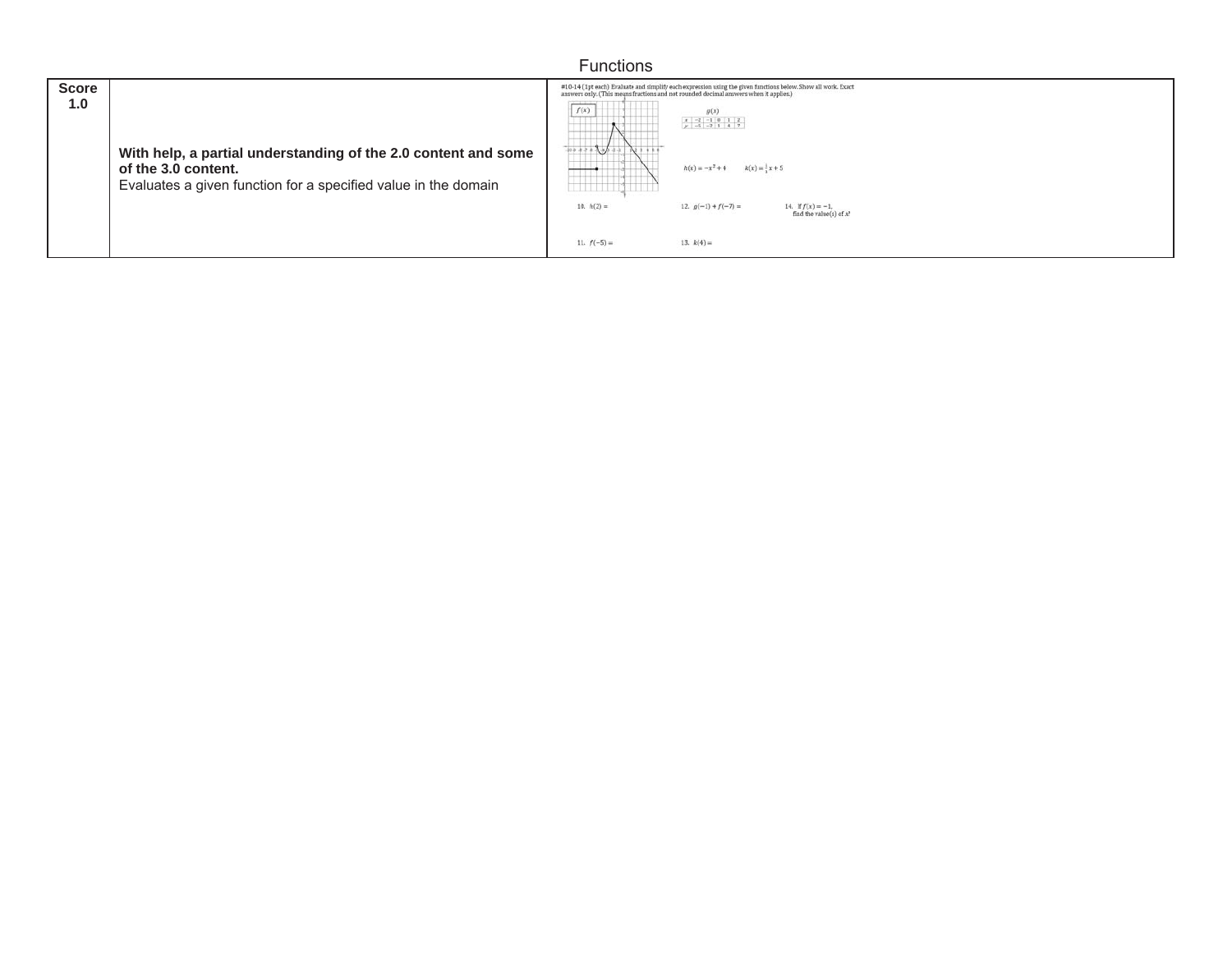# Functions

| | | |
|---|---|---|
| **Score 1.0** | **With help, a partial understanding of the 2.0 content and some of the 3.0 content.** Evaluates a given function for a specified value in the domain | #10-14 (1pt each) Evaluate and simplify each expression using the given functions below. Show all work. Exact answers only. (This means fractions and not rounded decimal answers when it applies.) $f(x)$ $g(x)$ $h(x) = -x^2 + 4$ $k(x) = \frac{1}{4}x + 5$ 10. $h(2) =$ 11. $f(-5) =$ 12. $g(-1) + f(-7) =$ 13. $k(4) =$ 14. If $f(x) = -1$, find the value(s) of $x$? |